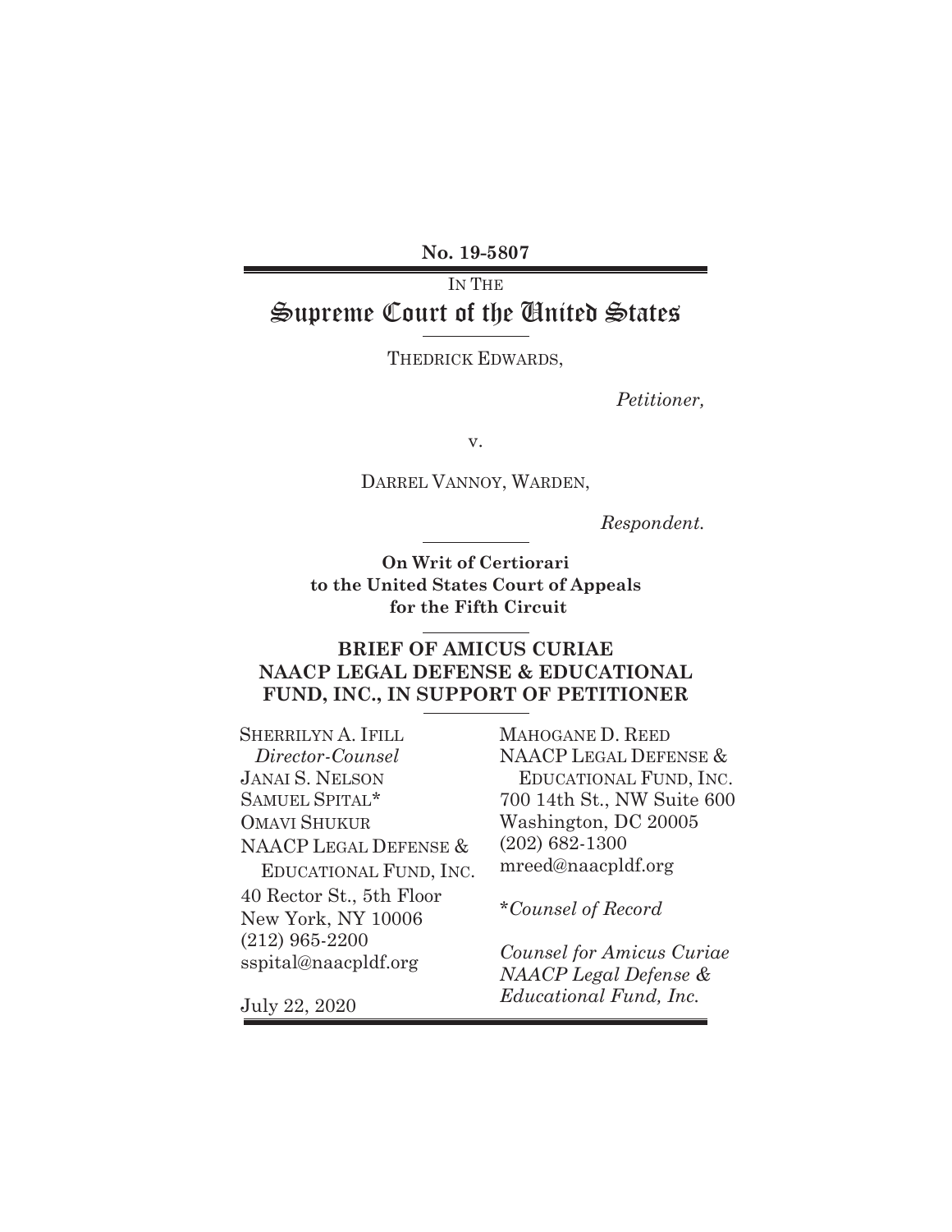**No. 19-5807**

IN THE

# Supreme Court of the United States

THEDRICK EDWARDS,

*Petitioner,*

v.

DARREL VANNOY, WARDEN,

*Respondent.*

**On Writ of Certiorari to the United States Court of Appeals for the Fifth Circuit**

## BRIEF OF AMICUS CURIAE NAACP LEGAL DEFENSE & EDUCATIONAL FUND, INC., IN SUPPORT OF PETITIONER

SHERRILYN A. IFILL
*Director-Counsel*
JANAI S. NELSON
SAMUEL SPITAL*
OMAVI SHUKUR
NAACP LEGAL DEFENSE & EDUCATIONAL FUND, INC.
40 Rector St., 5th Floor
New York, NY 10006
(212) 965-2200
sspital@naacpldf.org

MAHOGANE D. REED
NAACP LEGAL DEFENSE & EDUCATIONAL FUND, INC.
700 14th St., NW Suite 600
Washington, DC 20005
(202) 682-1300
mreed@naacpldf.org

**Counsel of Record*

*Counsel for Amicus Curiae NAACP Legal Defense & Educational Fund, Inc.*

July 22, 2020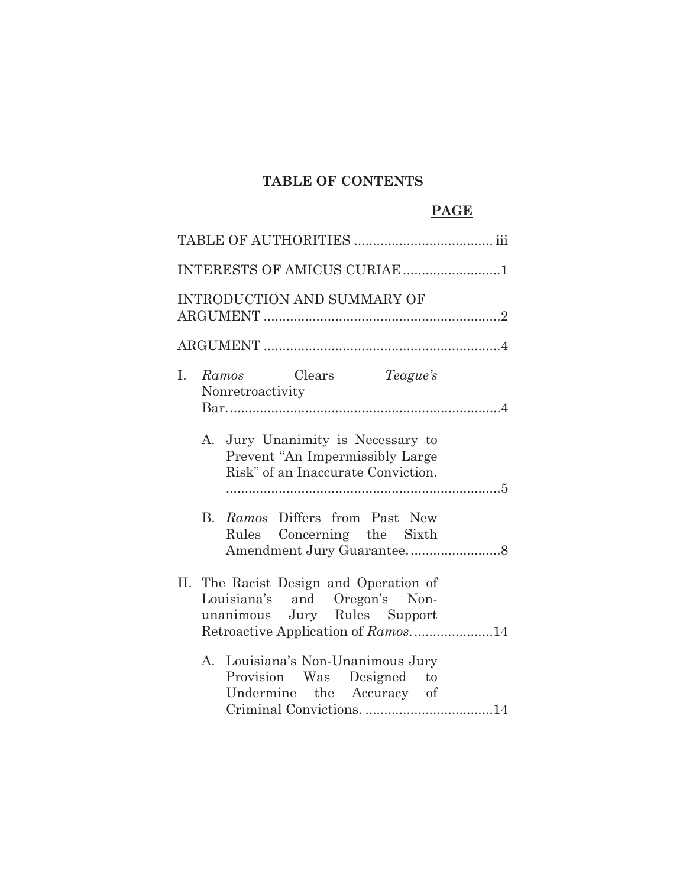# TABLE OF CONTENTS

**PAGE**

TABLE OF AUTHORITIES .................................... iii

INTERESTS OF AMICUS CURIAE ..........................1

INTRODUCTION AND SUMMARY OF ARGUMENT ..............................................................2

ARGUMENT ..............................................................4

I. *Ramos* Clears *Teague's* Nonretroactivity Bar.........................................................................4

   A. Jury Unanimity is Necessary to Prevent "An Impermissibly Large Risk" of an Inaccurate Conviction. .........................................................................5

   B. *Ramos* Differs from Past New Rules Concerning the Sixth Amendment Jury Guarantee.........................8

II. The Racist Design and Operation of Louisiana's and Oregon's Non-unanimous Jury Rules Support Retroactive Application of *Ramos*......................14

   A. Louisiana's Non-Unanimous Jury Provision Was Designed to Undermine the Accuracy of Criminal Convictions. ..................................14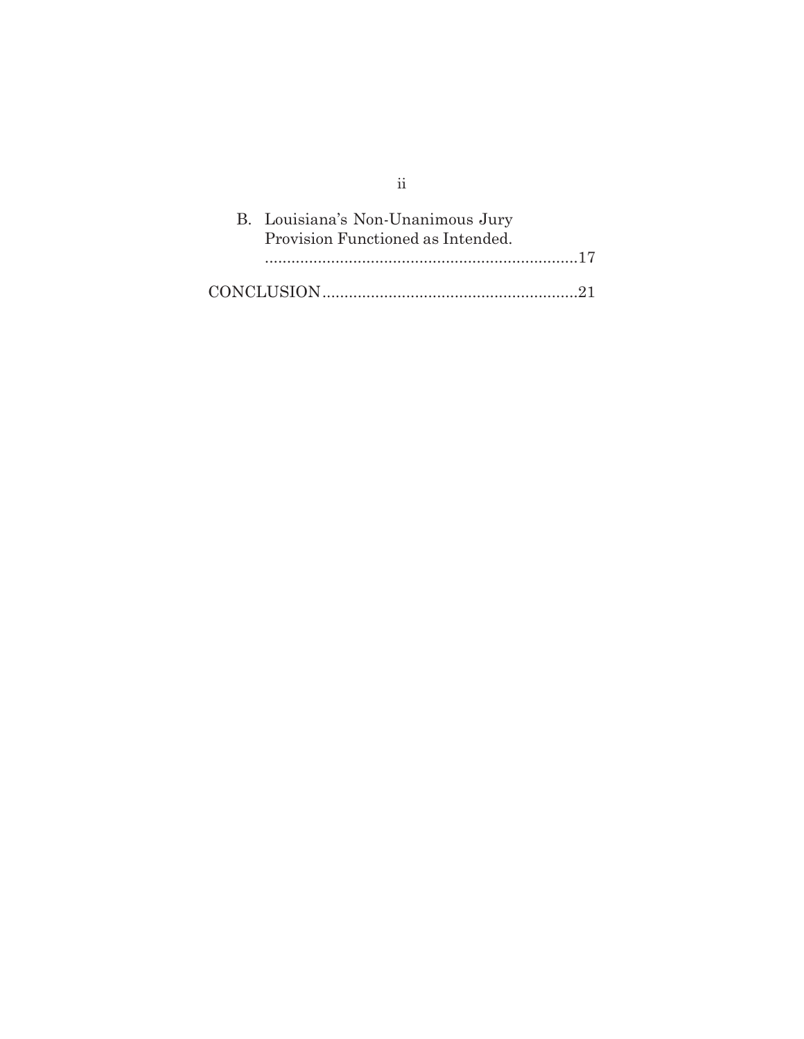B. Louisiana's Non-Unanimous Jury Provision Functioned as Intended. ........................................................................17

CONCLUSION..........................................................21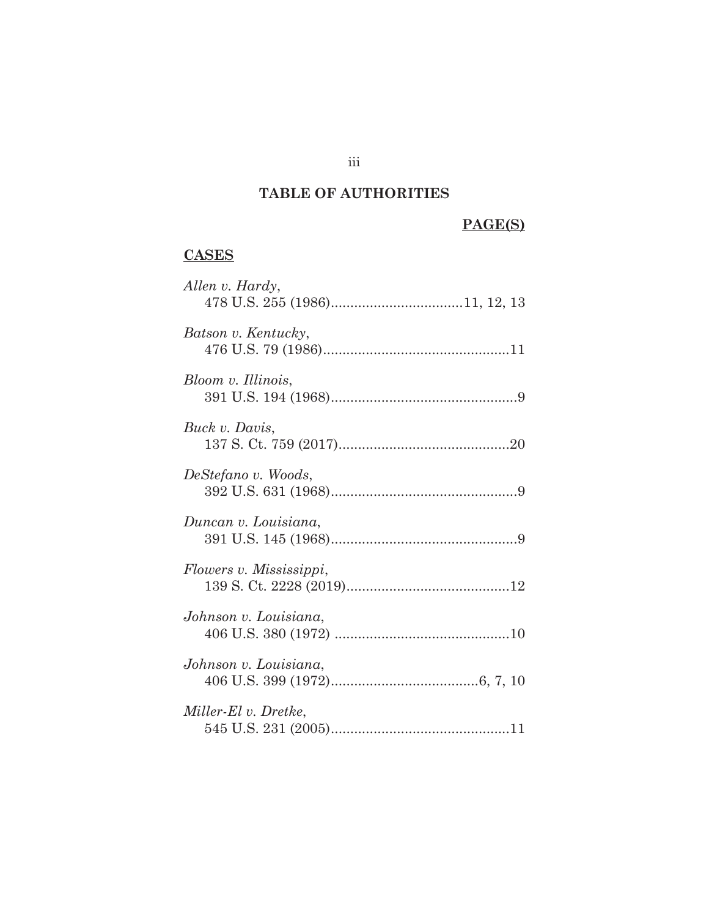# TABLE OF AUTHORITIES

**PAGE(S)**

## CASES

*Allen v. Hardy*,
478 U.S. 255 (1986)..................................11, 12, 13

*Batson v. Kentucky*,
476 U.S. 79 (1986)................................................11

*Bloom v. Illinois*,
391 U.S. 194 (1968)................................................9

*Buck v. Davis*,
137 S. Ct. 759 (2017)............................................20

*DeStefano v. Woods*,
392 U.S. 631 (1968)................................................9

*Duncan v. Louisiana*,
391 U.S. 145 (1968)................................................9

*Flowers v. Mississippi*,
139 S. Ct. 2228 (2019)..........................................12

*Johnson v. Louisiana*,
406 U.S. 380 (1972) ............................................10

*Johnson v. Louisiana*,
406 U.S. 399 (1972)......................................6, 7, 10

*Miller-El v. Dretke*,
545 U.S. 231 (2005)..............................................11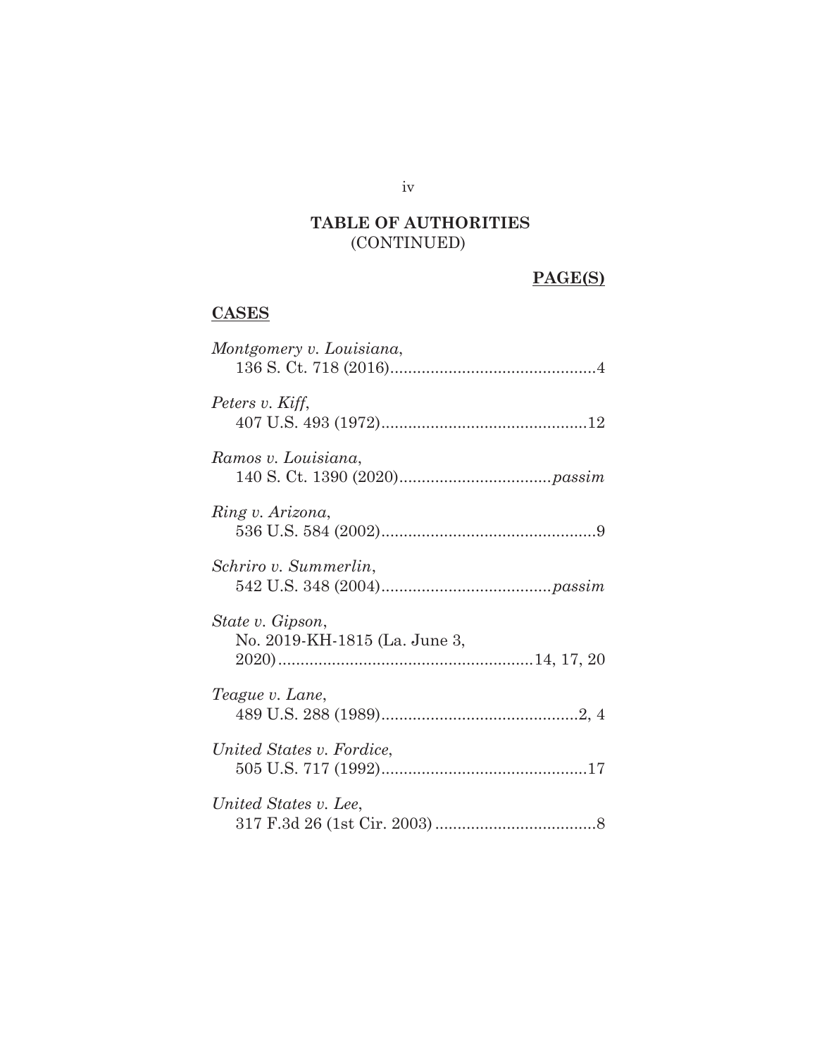## TABLE OF AUTHORITIES
(CONTINUED)

**PAGE(S)**

**CASES**

*Montgomery v. Louisiana*,
136 S. Ct. 718 (2016)..............................................4

*Peters v. Kiff*,
407 U.S. 493 (1972)..............................................12

*Ramos v. Louisiana*,
140 S. Ct. 1390 (2020).................................*passim*

*Ring v. Arizona*,
536 U.S. 584 (2002)................................................9

*Schriro v. Summerlin*,
542 U.S. 348 (2004).....................................*passim*

*State v. Gipson*,
No. 2019-KH-1815 (La. June 3,
2020)........................................................14, 17, 20

*Teague v. Lane*,
489 U.S. 288 (1989)............................................2, 4

*United States v. Fordice*,
505 U.S. 717 (1992)..............................................17

*United States v. Lee*,
317 F.3d 26 (1st Cir. 2003) ....................................8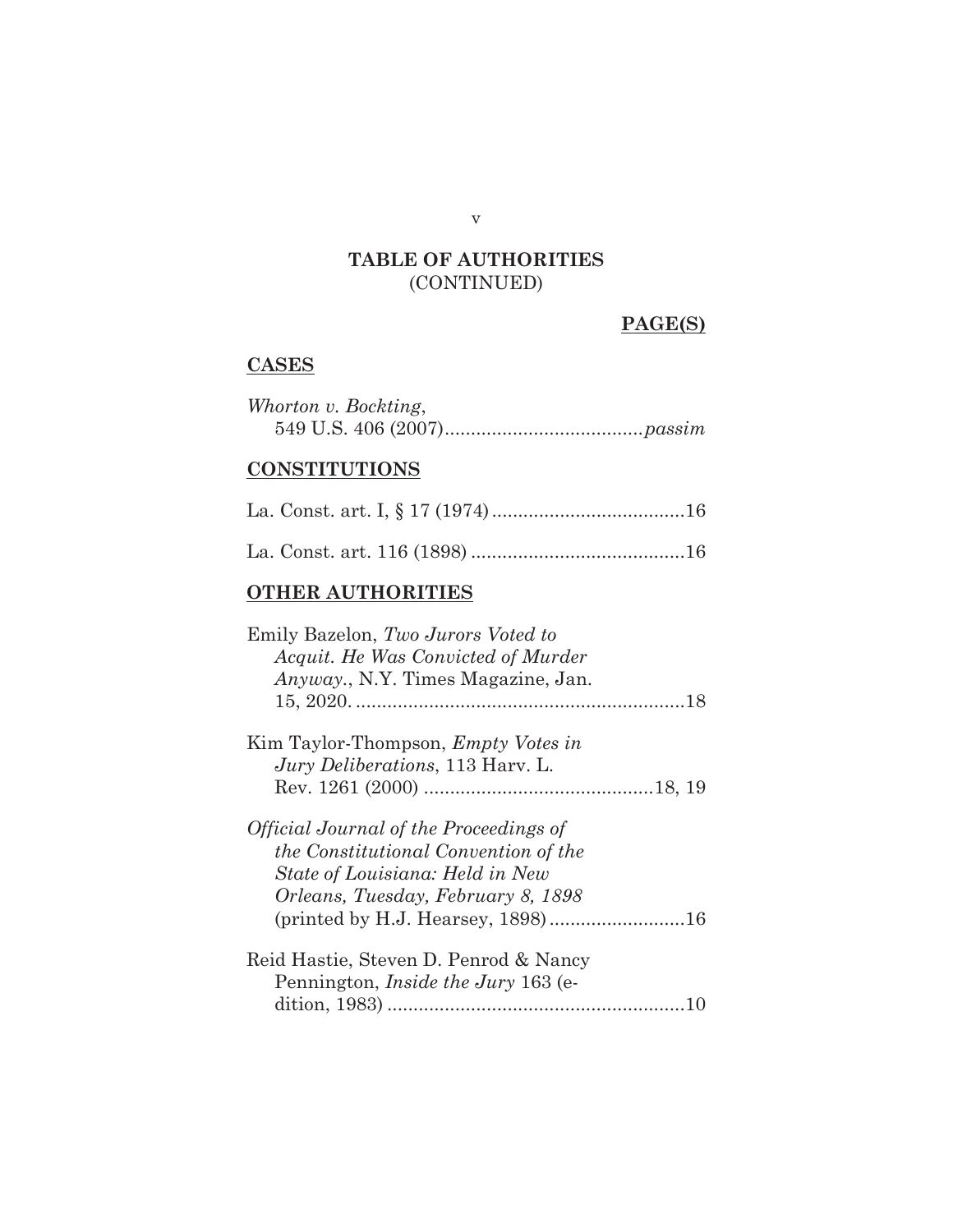## TABLE OF AUTHORITIES
(CONTINUED)

**PAGE(S)**

**CASES**

*Whorton v. Bockting*, 549 U.S. 406 (2007)......................................*passim*

**CONSTITUTIONS**

La. Const. art. I, § 17 (1974).....................................16

La. Const. art. 116 (1898)..........................................16

**OTHER AUTHORITIES**

Emily Bazelon, *Two Jurors Voted to Acquit. He Was Convicted of Murder Anyway.*, N.Y. Times Magazine, Jan. 15, 2020...............................................................18

Kim Taylor-Thompson, *Empty Votes in Jury Deliberations*, 113 Harv. L. Rev. 1261 (2000)............................................18, 19

*Official Journal of the Proceedings of the Constitutional Convention of the State of Louisiana: Held in New Orleans, Tuesday, February 8, 1898* (printed by H.J. Hearsey, 1898)..........................16

Reid Hastie, Steven D. Penrod & Nancy Pennington, *Inside the Jury* 163 (e-dition, 1983).........................................................10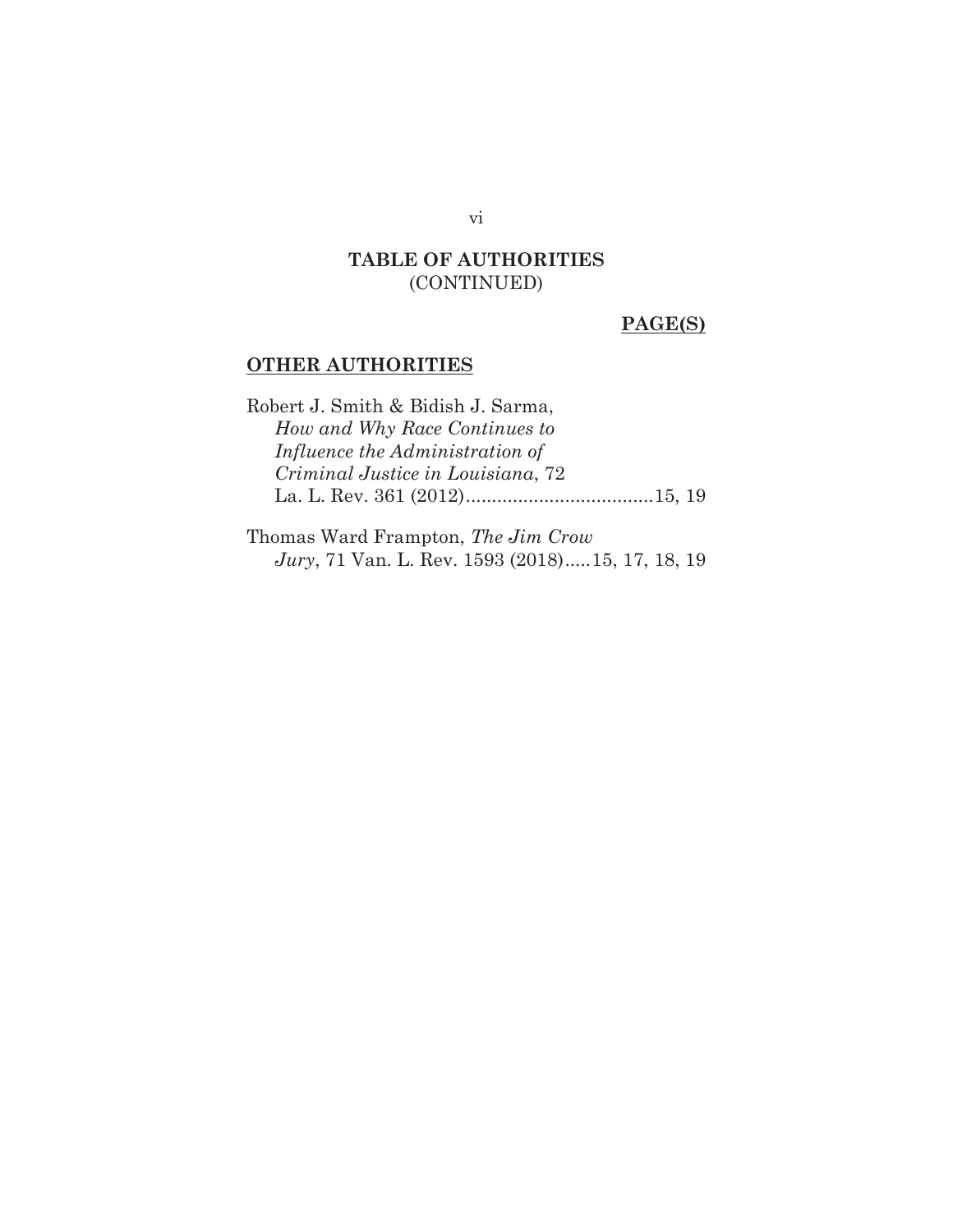## TABLE OF AUTHORITIES
(CONTINUED)

**PAGE(S)**

**OTHER AUTHORITIES**

Robert J. Smith & Bidish J. Sarma, *How and Why Race Continues to Influence the Administration of Criminal Justice in Louisiana*, 72 La. L. Rev. 361 (2012)....................................15, 19

Thomas Ward Frampton, *The Jim Crow Jury*, 71 Van. L. Rev. 1593 (2018).....15, 17, 18, 19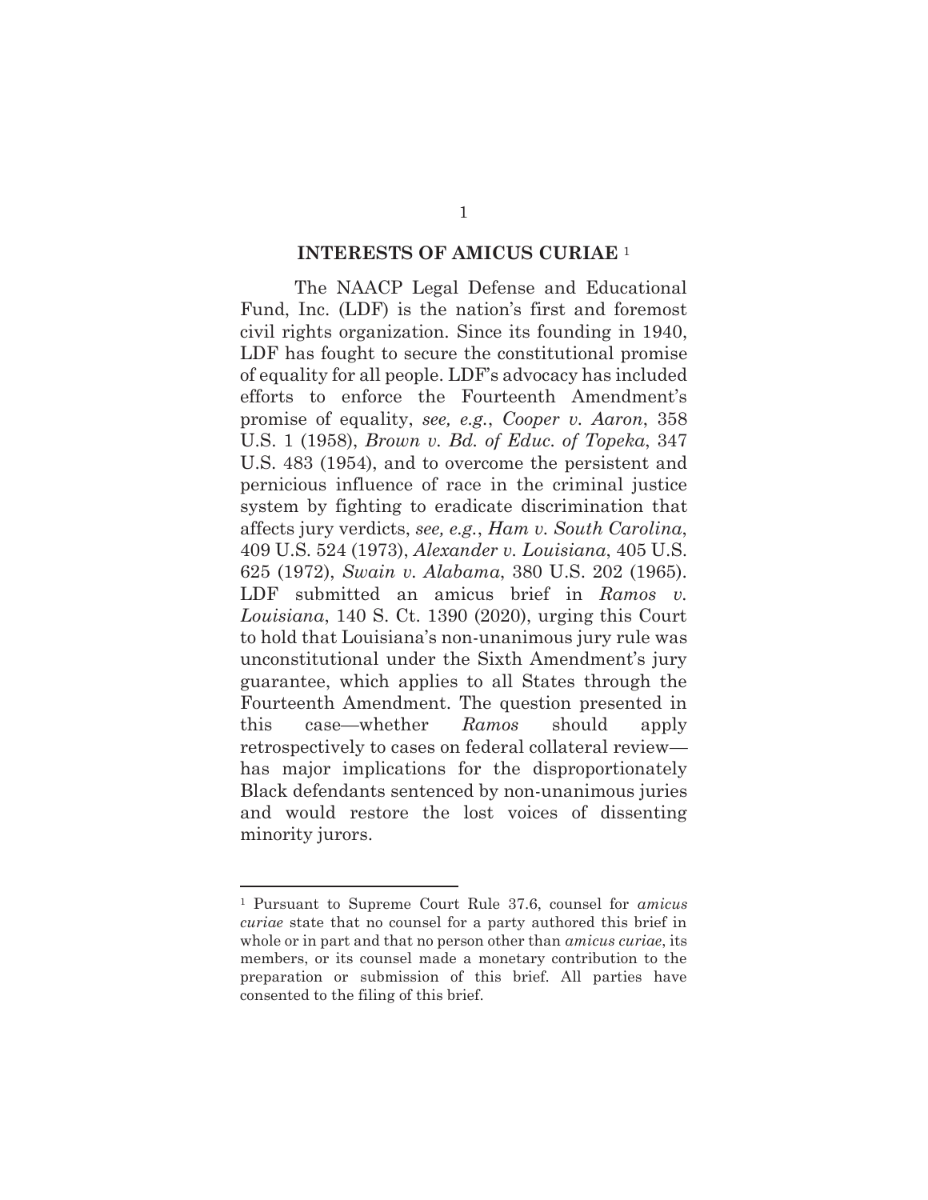## INTERESTS OF AMICUS CURIAE [1]

The NAACP Legal Defense and Educational Fund, Inc. (LDF) is the nation's first and foremost civil rights organization. Since its founding in 1940, LDF has fought to secure the constitutional promise of equality for all people. LDF's advocacy has included efforts to enforce the Fourteenth Amendment's promise of equality, *see, e.g.*, *Cooper v. Aaron*, 358 U.S. 1 (1958), *Brown v. Bd. of Educ. of Topeka*, 347 U.S. 483 (1954), and to overcome the persistent and pernicious influence of race in the criminal justice system by fighting to eradicate discrimination that affects jury verdicts, *see, e.g.*, *Ham v. South Carolina*, 409 U.S. 524 (1973), *Alexander v. Louisiana*, 405 U.S. 625 (1972), *Swain v. Alabama*, 380 U.S. 202 (1965). LDF submitted an amicus brief in *Ramos v. Louisiana*, 140 S. Ct. 1390 (2020), urging this Court to hold that Louisiana's non-unanimous jury rule was unconstitutional under the Sixth Amendment's jury guarantee, which applies to all States through the Fourteenth Amendment. The question presented in this case—whether *Ramos* should apply retrospectively to cases on federal collateral review—has major implications for the disproportionately Black defendants sentenced by non-unanimous juries and would restore the lost voices of dissenting minority jurors.

---

[1] Pursuant to Supreme Court Rule 37.6, counsel for *amicus curiae* state that no counsel for a party authored this brief in whole or in part and that no person other than *amicus curiae*, its members, or its counsel made a monetary contribution to the preparation or submission of this brief. All parties have consented to the filing of this brief.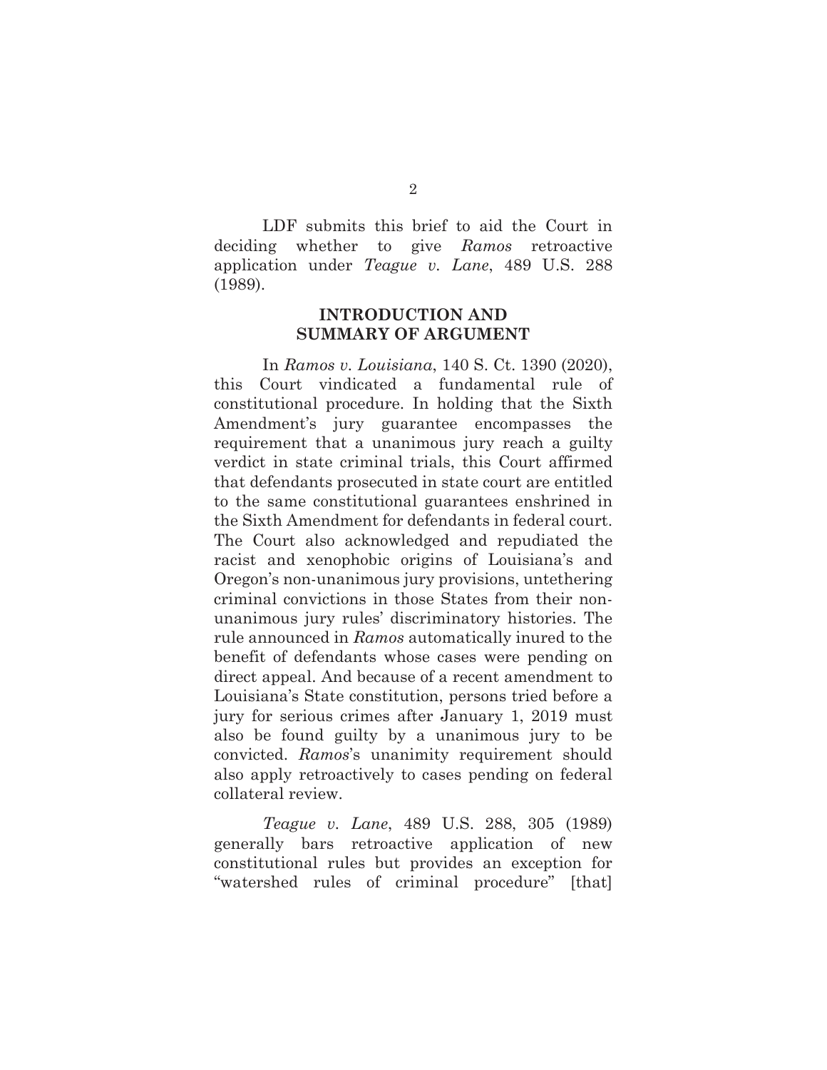LDF submits this brief to aid the Court in deciding whether to give *Ramos* retroactive application under *Teague v. Lane*, 489 U.S. 288 (1989).

## INTRODUCTION AND SUMMARY OF ARGUMENT

In *Ramos v. Louisiana*, 140 S. Ct. 1390 (2020), this Court vindicated a fundamental rule of constitutional procedure. In holding that the Sixth Amendment's jury guarantee encompasses the requirement that a unanimous jury reach a guilty verdict in state criminal trials, this Court affirmed that defendants prosecuted in state court are entitled to the same constitutional guarantees enshrined in the Sixth Amendment for defendants in federal court. The Court also acknowledged and repudiated the racist and xenophobic origins of Louisiana's and Oregon's non-unanimous jury provisions, untethering criminal convictions in those States from their non-unanimous jury rules' discriminatory histories. The rule announced in *Ramos* automatically inured to the benefit of defendants whose cases were pending on direct appeal. And because of a recent amendment to Louisiana's State constitution, persons tried before a jury for serious crimes after January 1, 2019 must also be found guilty by a unanimous jury to be convicted. *Ramos*'s unanimity requirement should also apply retroactively to cases pending on federal collateral review.

*Teague v. Lane*, 489 U.S. 288, 305 (1989) generally bars retroactive application of new constitutional rules but provides an exception for "watershed rules of criminal procedure" [that]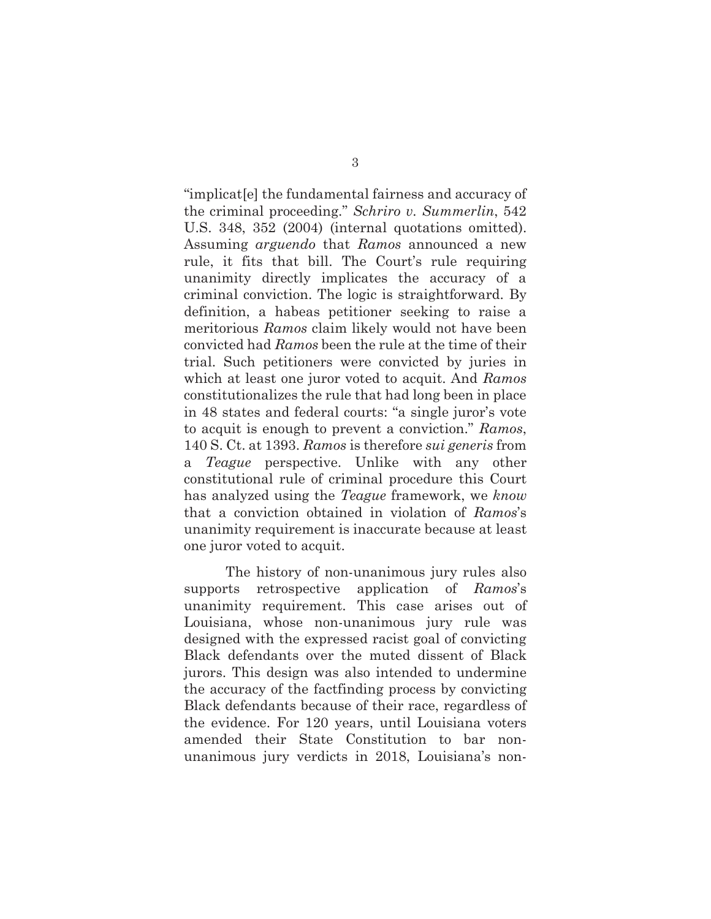"implicat[e] the fundamental fairness and accuracy of the criminal proceeding." *Schriro v. Summerlin*, 542 U.S. 348, 352 (2004) (internal quotations omitted). Assuming *arguendo* that *Ramos* announced a new rule, it fits that bill. The Court's rule requiring unanimity directly implicates the accuracy of a criminal conviction. The logic is straightforward. By definition, a habeas petitioner seeking to raise a meritorious *Ramos* claim likely would not have been convicted had *Ramos* been the rule at the time of their trial. Such petitioners were convicted by juries in which at least one juror voted to acquit. And *Ramos* constitutionalizes the rule that had long been in place in 48 states and federal courts: "a single juror's vote to acquit is enough to prevent a conviction." *Ramos*, 140 S. Ct. at 1393. *Ramos* is therefore *sui generis* from a *Teague* perspective. Unlike with any other constitutional rule of criminal procedure this Court has analyzed using the *Teague* framework, we *know* that a conviction obtained in violation of *Ramos*'s unanimity requirement is inaccurate because at least one juror voted to acquit.

The history of non-unanimous jury rules also supports retrospective application of *Ramos*'s unanimity requirement. This case arises out of Louisiana, whose non-unanimous jury rule was designed with the expressed racist goal of convicting Black defendants over the muted dissent of Black jurors. This design was also intended to undermine the accuracy of the factfinding process by convicting Black defendants because of their race, regardless of the evidence. For 120 years, until Louisiana voters amended their State Constitution to bar non-unanimous jury verdicts in 2018, Louisiana's non-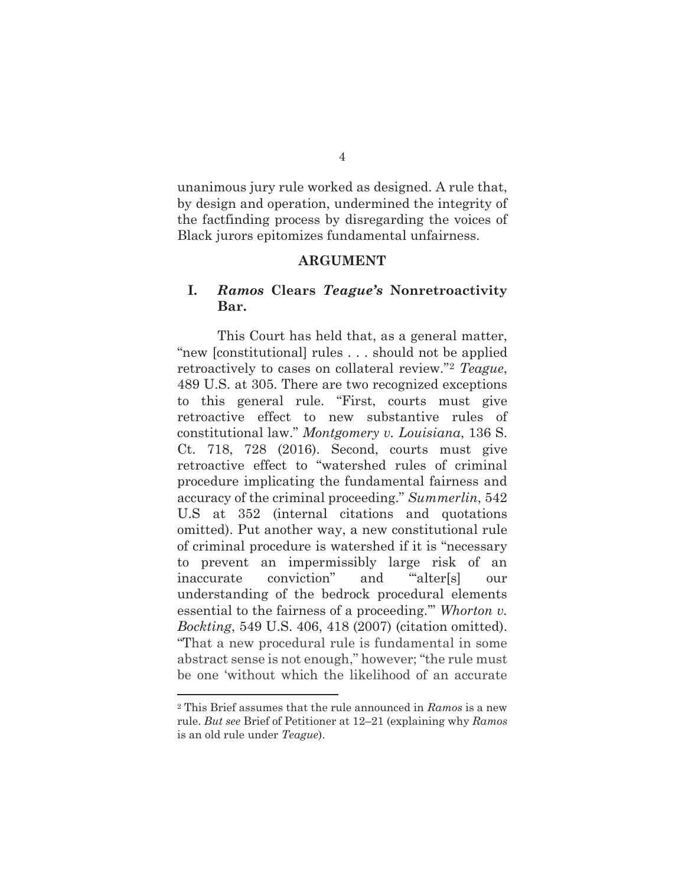unanimous jury rule worked as designed. A rule that, by design and operation, undermined the integrity of the factfinding process by disregarding the voices of Black jurors epitomizes fundamental unfairness.

## ARGUMENT

### I. *Ramos* Clears *Teague's* Nonretroactivity Bar.

This Court has held that, as a general matter, "new [constitutional] rules . . . should not be applied retroactively to cases on collateral review."[2] *Teague*, 489 U.S. at 305. There are two recognized exceptions to this general rule. "First, courts must give retroactive effect to new substantive rules of constitutional law." *Montgomery v. Louisiana*, 136 S. Ct. 718, 728 (2016). Second, courts must give retroactive effect to "watershed rules of criminal procedure implicating the fundamental fairness and accuracy of the criminal proceeding." *Summerlin*, 542 U.S at 352 (internal citations and quotations omitted). Put another way, a new constitutional rule of criminal procedure is watershed if it is "necessary to prevent an impermissibly large risk of an inaccurate conviction" and "'alter[s] our understanding of the bedrock procedural elements essential to the fairness of a proceeding.'" *Whorton v. Bockting*, 549 U.S. 406, 418 (2007) (citation omitted). "That a new procedural rule is fundamental in some abstract sense is not enough," however; "the rule must be one 'without which the likelihood of an accurate

---

[2] This Brief assumes that the rule announced in *Ramos* is a new rule. *But see* Brief of Petitioner at 12–21 (explaining why *Ramos* is an old rule under *Teague*).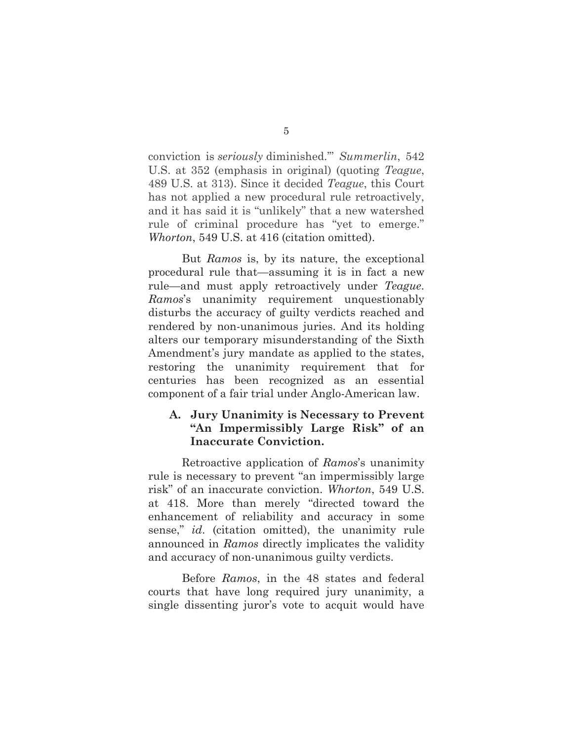conviction is *seriously* diminished.'" *Summerlin*, 542 U.S. at 352 (emphasis in original) (quoting *Teague*, 489 U.S. at 313). Since it decided *Teague*, this Court has not applied a new procedural rule retroactively, and it has said it is "unlikely" that a new watershed rule of criminal procedure has "yet to emerge." *Whorton*, 549 U.S. at 416 (citation omitted).

But *Ramos* is, by its nature, the exceptional procedural rule that—assuming it is in fact a new rule—and must apply retroactively under *Teague*. *Ramos*'s unanimity requirement unquestionably disturbs the accuracy of guilty verdicts reached and rendered by non-unanimous juries. And its holding alters our temporary misunderstanding of the Sixth Amendment's jury mandate as applied to the states, restoring the unanimity requirement that for centuries has been recognized as an essential component of a fair trial under Anglo-American law.

### A. Jury Unanimity is Necessary to Prevent "An Impermissibly Large Risk" of an Inaccurate Conviction.

Retroactive application of *Ramos*'s unanimity rule is necessary to prevent "an impermissibly large risk" of an inaccurate conviction. *Whorton*, 549 U.S. at 418. More than merely "directed toward the enhancement of reliability and accuracy in some sense," *id*. (citation omitted), the unanimity rule announced in *Ramos* directly implicates the validity and accuracy of non-unanimous guilty verdicts.

Before *Ramos*, in the 48 states and federal courts that have long required jury unanimity, a single dissenting juror's vote to acquit would have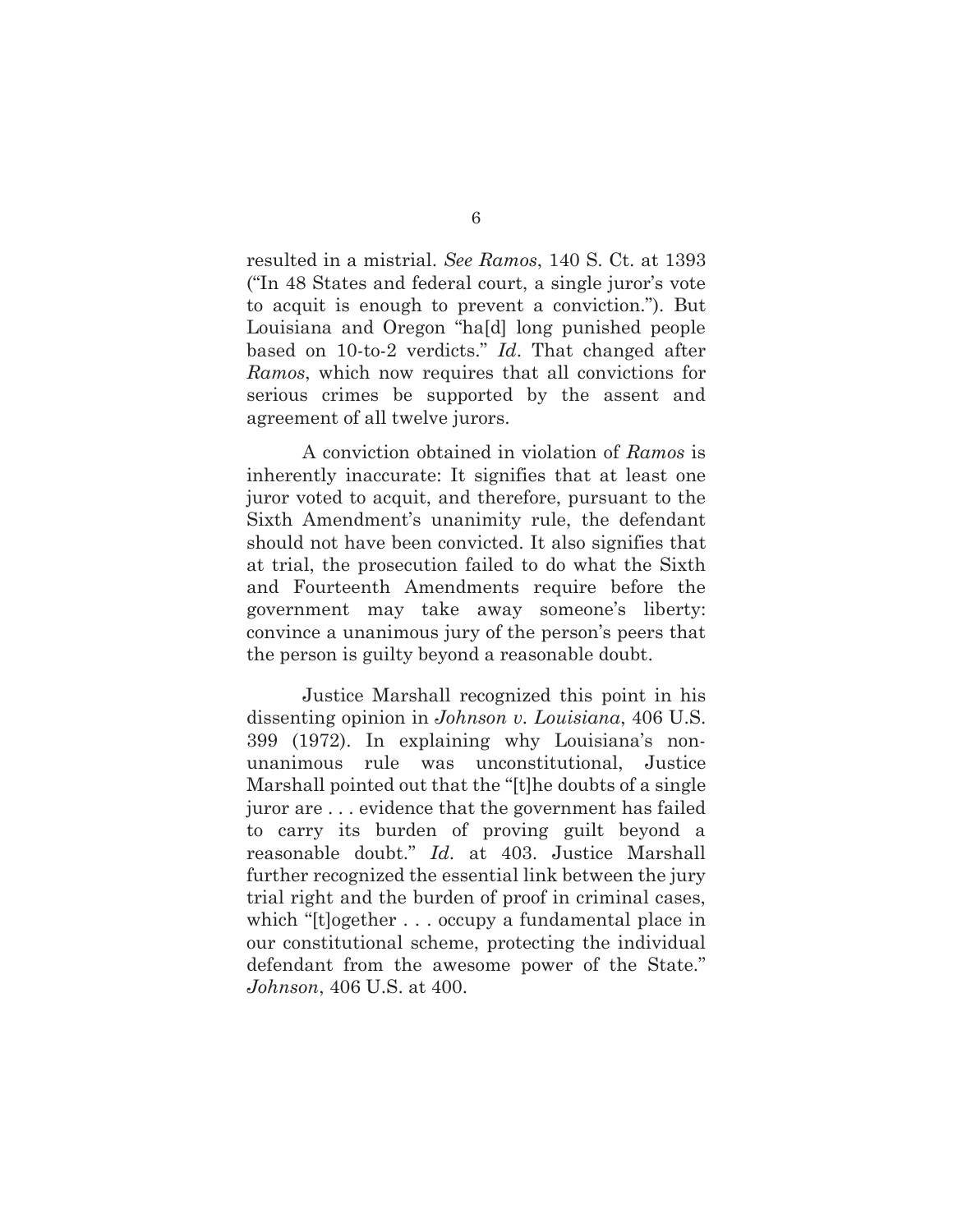resulted in a mistrial. *See Ramos*, 140 S. Ct. at 1393 ("In 48 States and federal court, a single juror's vote to acquit is enough to prevent a conviction."). But Louisiana and Oregon "ha[d] long punished people based on 10-to-2 verdicts." *Id*. That changed after *Ramos*, which now requires that all convictions for serious crimes be supported by the assent and agreement of all twelve jurors.

A conviction obtained in violation of *Ramos* is inherently inaccurate: It signifies that at least one juror voted to acquit, and therefore, pursuant to the Sixth Amendment's unanimity rule, the defendant should not have been convicted. It also signifies that at trial, the prosecution failed to do what the Sixth and Fourteenth Amendments require before the government may take away someone's liberty: convince a unanimous jury of the person's peers that the person is guilty beyond a reasonable doubt.

Justice Marshall recognized this point in his dissenting opinion in *Johnson v. Louisiana*, 406 U.S. 399 (1972). In explaining why Louisiana's non-unanimous rule was unconstitutional, Justice Marshall pointed out that the "[t]he doubts of a single juror are . . . evidence that the government has failed to carry its burden of proving guilt beyond a reasonable doubt." *Id*. at 403. Justice Marshall further recognized the essential link between the jury trial right and the burden of proof in criminal cases, which "[t]ogether . . . occupy a fundamental place in our constitutional scheme, protecting the individual defendant from the awesome power of the State." *Johnson*, 406 U.S. at 400.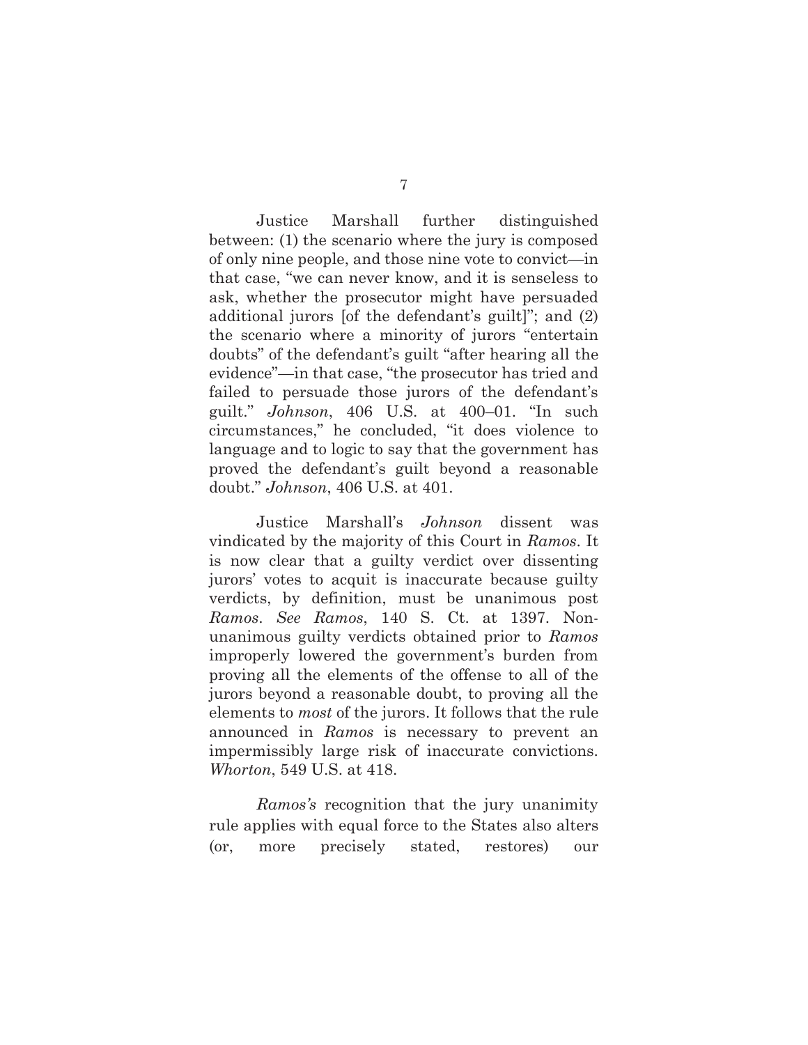Justice Marshall further distinguished between: (1) the scenario where the jury is composed of only nine people, and those nine vote to convict—in that case, "we can never know, and it is senseless to ask, whether the prosecutor might have persuaded additional jurors [of the defendant's guilt]"; and (2) the scenario where a minority of jurors "entertain doubts" of the defendant's guilt "after hearing all the evidence"—in that case, "the prosecutor has tried and failed to persuade those jurors of the defendant's guilt." *Johnson*, 406 U.S. at 400–01. "In such circumstances," he concluded, "it does violence to language and to logic to say that the government has proved the defendant's guilt beyond a reasonable doubt." *Johnson*, 406 U.S. at 401.

Justice Marshall's *Johnson* dissent was vindicated by the majority of this Court in *Ramos*. It is now clear that a guilty verdict over dissenting jurors' votes to acquit is inaccurate because guilty verdicts, by definition, must be unanimous post *Ramos*. *See Ramos*, 140 S. Ct. at 1397. Non-unanimous guilty verdicts obtained prior to *Ramos* improperly lowered the government's burden from proving all the elements of the offense to all of the jurors beyond a reasonable doubt, to proving all the elements to *most* of the jurors. It follows that the rule announced in *Ramos* is necessary to prevent an impermissibly large risk of inaccurate convictions. *Whorton*, 549 U.S. at 418.

*Ramos's* recognition that the jury unanimity rule applies with equal force to the States also alters (or, more precisely stated, restores) our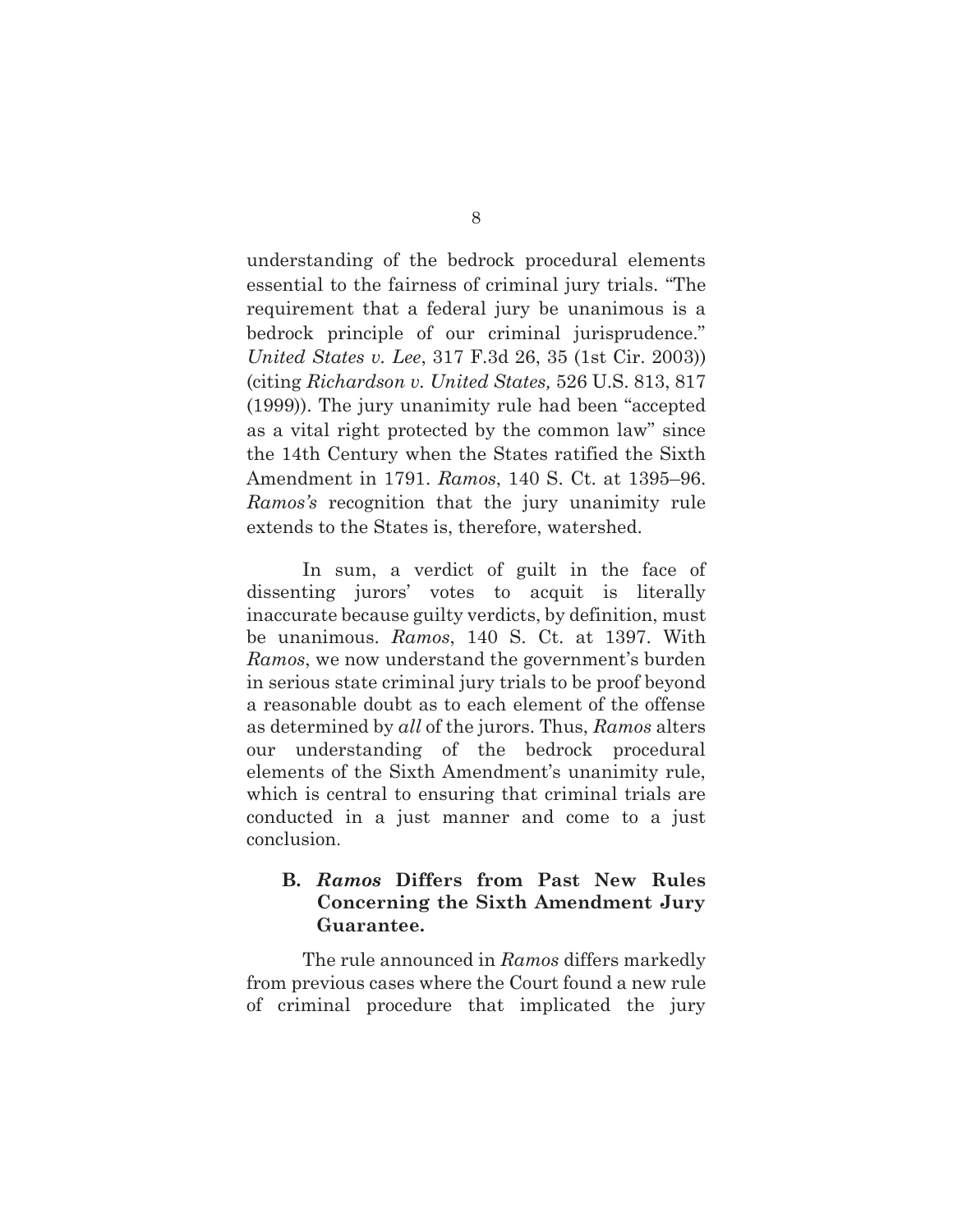understanding of the bedrock procedural elements essential to the fairness of criminal jury trials. "The requirement that a federal jury be unanimous is a bedrock principle of our criminal jurisprudence." *United States v. Lee*, 317 F.3d 26, 35 (1st Cir. 2003)) (citing *Richardson v. United States,* 526 U.S. 813, 817 (1999)). The jury unanimity rule had been "accepted as a vital right protected by the common law" since the 14th Century when the States ratified the Sixth Amendment in 1791. *Ramos*, 140 S. Ct. at 1395–96. *Ramos's* recognition that the jury unanimity rule extends to the States is, therefore, watershed.

In sum, a verdict of guilt in the face of dissenting jurors' votes to acquit is literally inaccurate because guilty verdicts, by definition, must be unanimous. *Ramos*, 140 S. Ct. at 1397. With *Ramos*, we now understand the government's burden in serious state criminal jury trials to be proof beyond a reasonable doubt as to each element of the offense as determined by *all* of the jurors. Thus, *Ramos* alters our understanding of the bedrock procedural elements of the Sixth Amendment's unanimity rule, which is central to ensuring that criminal trials are conducted in a just manner and come to a just conclusion.

### B. *Ramos* Differs from Past New Rules Concerning the Sixth Amendment Jury Guarantee.

The rule announced in *Ramos* differs markedly from previous cases where the Court found a new rule of criminal procedure that implicated the jury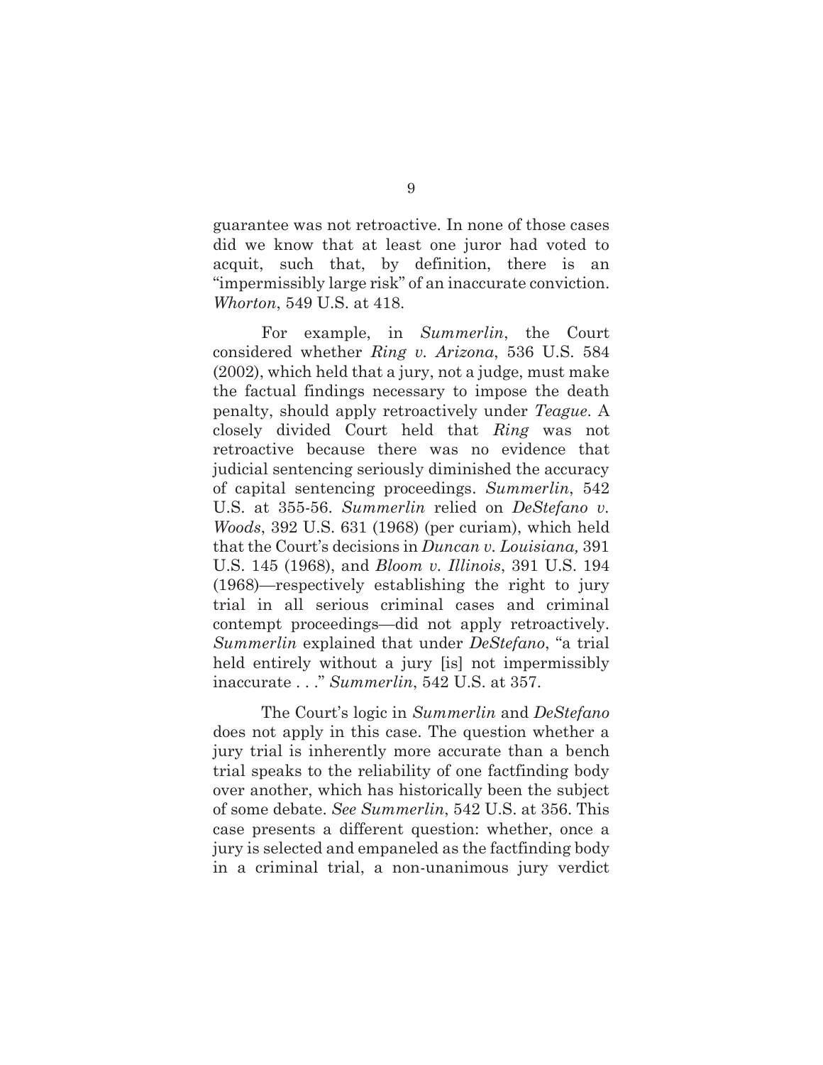guarantee was not retroactive. In none of those cases did we know that at least one juror had voted to acquit, such that, by definition, there is an "impermissibly large risk" of an inaccurate conviction. *Whorton*, 549 U.S. at 418.

For example, in *Summerlin*, the Court considered whether *Ring v. Arizona*, 536 U.S. 584 (2002), which held that a jury, not a judge, must make the factual findings necessary to impose the death penalty, should apply retroactively under *Teague*. A closely divided Court held that *Ring* was not retroactive because there was no evidence that judicial sentencing seriously diminished the accuracy of capital sentencing proceedings. *Summerlin*, 542 U.S. at 355-56. *Summerlin* relied on *DeStefano v. Woods*, 392 U.S. 631 (1968) (per curiam), which held that the Court's decisions in *Duncan v. Louisiana,* 391 U.S. 145 (1968), and *Bloom v. Illinois*, 391 U.S. 194 (1968)—respectively establishing the right to jury trial in all serious criminal cases and criminal contempt proceedings—did not apply retroactively. *Summerlin* explained that under *DeStefano*, "a trial held entirely without a jury [is] not impermissibly inaccurate . . ." *Summerlin*, 542 U.S. at 357.

The Court's logic in *Summerlin* and *DeStefano* does not apply in this case. The question whether a jury trial is inherently more accurate than a bench trial speaks to the reliability of one factfinding body over another, which has historically been the subject of some debate. *See Summerlin*, 542 U.S. at 356. This case presents a different question: whether, once a jury is selected and empaneled as the factfinding body in a criminal trial, a non-unanimous jury verdict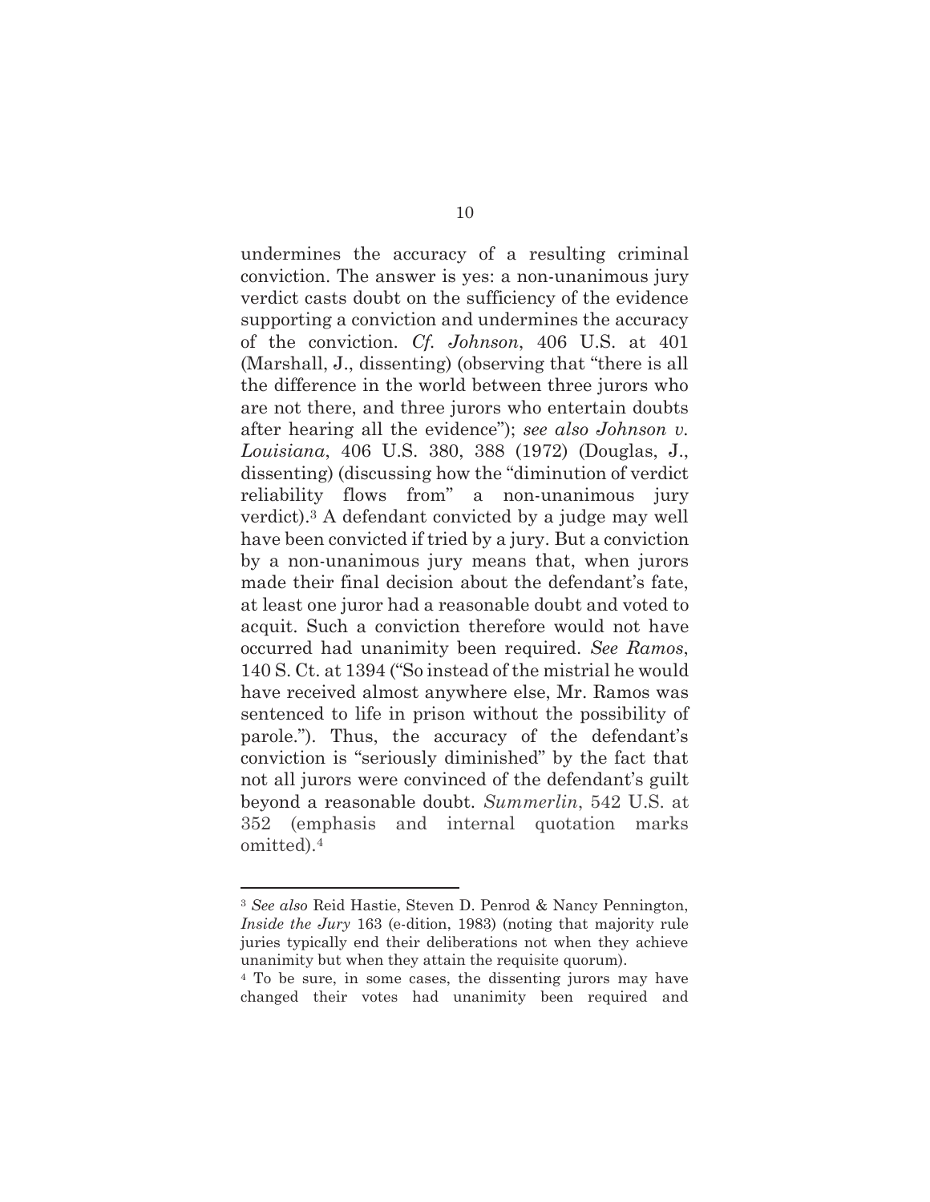undermines the accuracy of a resulting criminal conviction. The answer is yes: a non-unanimous jury verdict casts doubt on the sufficiency of the evidence supporting a conviction and undermines the accuracy of the conviction. *Cf. Johnson*, 406 U.S. at 401 (Marshall, J., dissenting) (observing that "there is all the difference in the world between three jurors who are not there, and three jurors who entertain doubts after hearing all the evidence"); *see also Johnson v. Louisiana*, 406 U.S. 380, 388 (1972) (Douglas, J., dissenting) (discussing how the "diminution of verdict reliability flows from" a non-unanimous jury verdict).[3] A defendant convicted by a judge may well have been convicted if tried by a jury. But a conviction by a non-unanimous jury means that, when jurors made their final decision about the defendant's fate, at least one juror had a reasonable doubt and voted to acquit. Such a conviction therefore would not have occurred had unanimity been required. *See Ramos*, 140 S. Ct. at 1394 ("So instead of the mistrial he would have received almost anywhere else, Mr. Ramos was sentenced to life in prison without the possibility of parole."). Thus, the accuracy of the defendant's conviction is "seriously diminished" by the fact that not all jurors were convinced of the defendant's guilt beyond a reasonable doubt. *Summerlin*, 542 U.S. at 352 (emphasis and internal quotation marks omitted).[4]

---

[3] *See also* Reid Hastie, Steven D. Penrod & Nancy Pennington, *Inside the Jury* 163 (e-dition, 1983) (noting that majority rule juries typically end their deliberations not when they achieve unanimity but when they attain the requisite quorum).

[4] To be sure, in some cases, the dissenting jurors may have changed their votes had unanimity been required and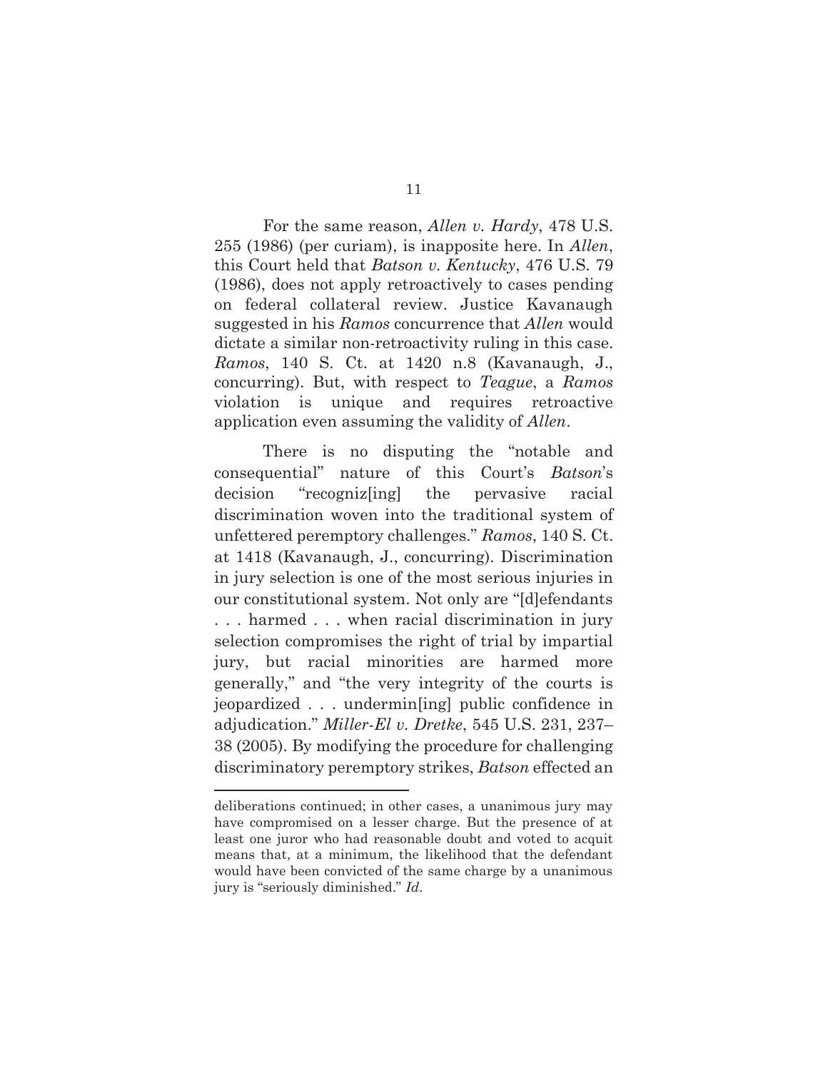For the same reason, *Allen v. Hardy*, 478 U.S. 255 (1986) (per curiam), is inapposite here. In *Allen*, this Court held that *Batson v. Kentucky*, 476 U.S. 79 (1986), does not apply retroactively to cases pending on federal collateral review. Justice Kavanaugh suggested in his *Ramos* concurrence that *Allen* would dictate a similar non-retroactivity ruling in this case. *Ramos*, 140 S. Ct. at 1420 n.8 (Kavanaugh, J., concurring). But, with respect to *Teague*, a *Ramos* violation is unique and requires retroactive application even assuming the validity of *Allen*.

There is no disputing the "notable and consequential" nature of this Court's *Batson*'s decision "recogniz[ing] the pervasive racial discrimination woven into the traditional system of unfettered peremptory challenges." *Ramos*, 140 S. Ct. at 1418 (Kavanaugh, J., concurring). Discrimination in jury selection is one of the most serious injuries in our constitutional system. Not only are "[d]efendants . . . harmed . . . when racial discrimination in jury selection compromises the right of trial by impartial jury, but racial minorities are harmed more generally," and "the very integrity of the courts is jeopardized . . . undermin[ing] public confidence in adjudication." *Miller-El v. Dretke*, 545 U.S. 231, 237–38 (2005). By modifying the procedure for challenging discriminatory peremptory strikes, *Batson* effected an

---

deliberations continued; in other cases, a unanimous jury may have compromised on a lesser charge. But the presence of at least one juror who had reasonable doubt and voted to acquit means that, at a minimum, the likelihood that the defendant would have been convicted of the same charge by a unanimous jury is "seriously diminished." *Id*.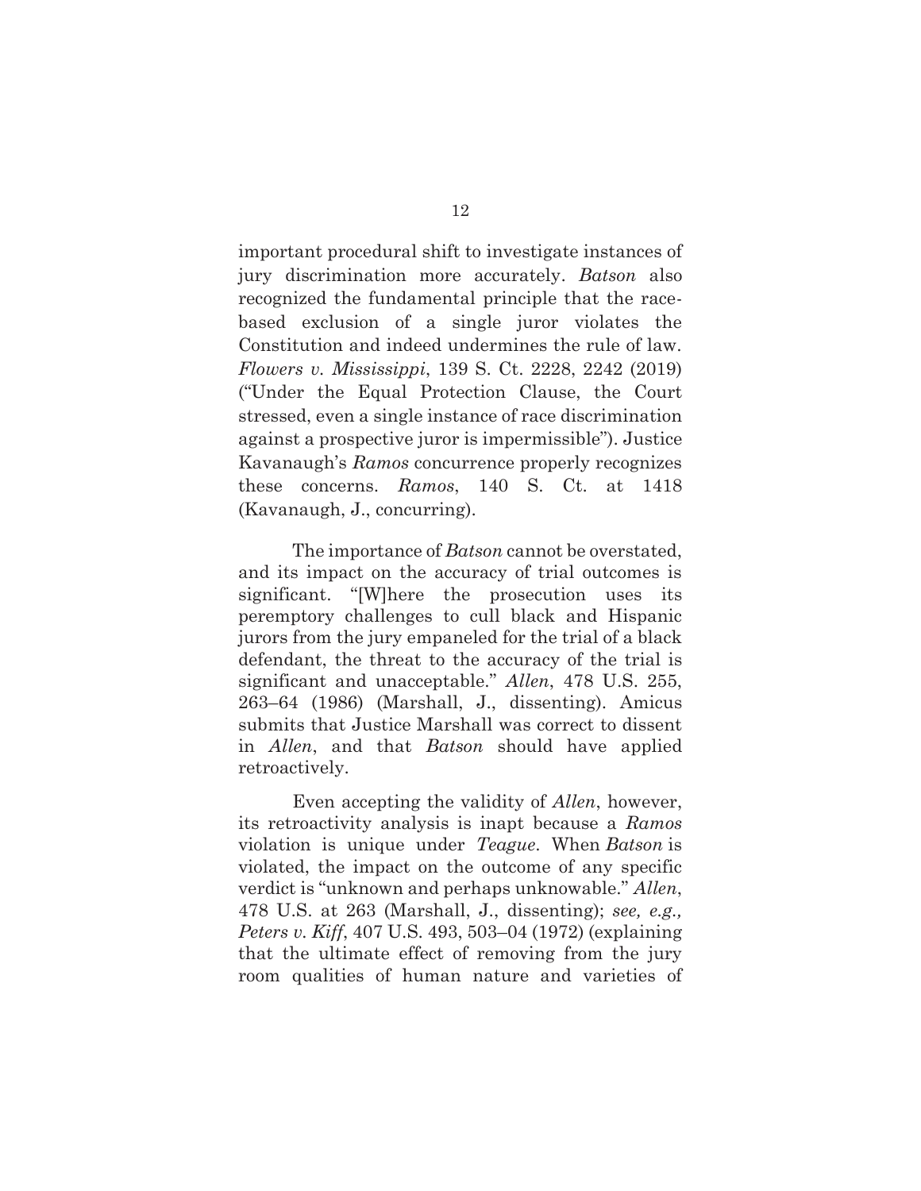important procedural shift to investigate instances of jury discrimination more accurately. *Batson* also recognized the fundamental principle that the race-based exclusion of a single juror violates the Constitution and indeed undermines the rule of law. *Flowers v. Mississippi*, 139 S. Ct. 2228, 2242 (2019) ("Under the Equal Protection Clause, the Court stressed, even a single instance of race discrimination against a prospective juror is impermissible"). Justice Kavanaugh's *Ramos* concurrence properly recognizes these concerns. *Ramos*, 140 S. Ct. at 1418 (Kavanaugh, J., concurring).

The importance of *Batson* cannot be overstated, and its impact on the accuracy of trial outcomes is significant. "[W]here the prosecution uses its peremptory challenges to cull black and Hispanic jurors from the jury empaneled for the trial of a black defendant, the threat to the accuracy of the trial is significant and unacceptable." *Allen*, 478 U.S. 255, 263–64 (1986) (Marshall, J., dissenting). Amicus submits that Justice Marshall was correct to dissent in *Allen*, and that *Batson* should have applied retroactively.

Even accepting the validity of *Allen*, however, its retroactivity analysis is inapt because a *Ramos* violation is unique under *Teague*. When *Batson* is violated, the impact on the outcome of any specific verdict is "unknown and perhaps unknowable." *Allen*, 478 U.S. at 263 (Marshall, J., dissenting); *see, e.g., Peters v. Kiff*, 407 U.S. 493, 503–04 (1972) (explaining that the ultimate effect of removing from the jury room qualities of human nature and varieties of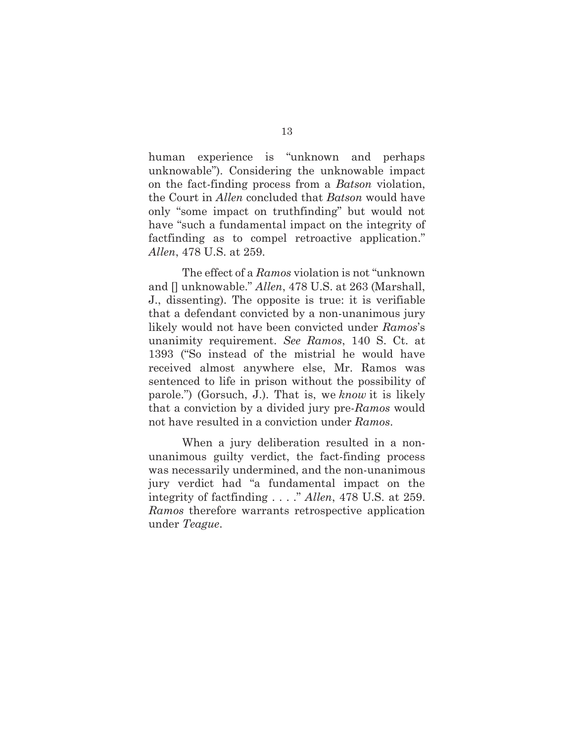human experience is "unknown and perhaps unknowable"). Considering the unknowable impact on the fact-finding process from a *Batson* violation, the Court in *Allen* concluded that *Batson* would have only "some impact on truthfinding" but would not have "such a fundamental impact on the integrity of factfinding as to compel retroactive application." *Allen*, 478 U.S. at 259.

The effect of a *Ramos* violation is not "unknown and [] unknowable." *Allen*, 478 U.S. at 263 (Marshall, J., dissenting). The opposite is true: it is verifiable that a defendant convicted by a non-unanimous jury likely would not have been convicted under *Ramos*'s unanimity requirement. *See Ramos*, 140 S. Ct. at 1393 ("So instead of the mistrial he would have received almost anywhere else, Mr. Ramos was sentenced to life in prison without the possibility of parole.") (Gorsuch, J.). That is, we *know* it is likely that a conviction by a divided jury pre-*Ramos* would not have resulted in a conviction under *Ramos*.

When a jury deliberation resulted in a non-unanimous guilty verdict, the fact-finding process was necessarily undermined, and the non-unanimous jury verdict had "a fundamental impact on the integrity of factfinding . . . ." *Allen*, 478 U.S. at 259. *Ramos* therefore warrants retrospective application under *Teague*.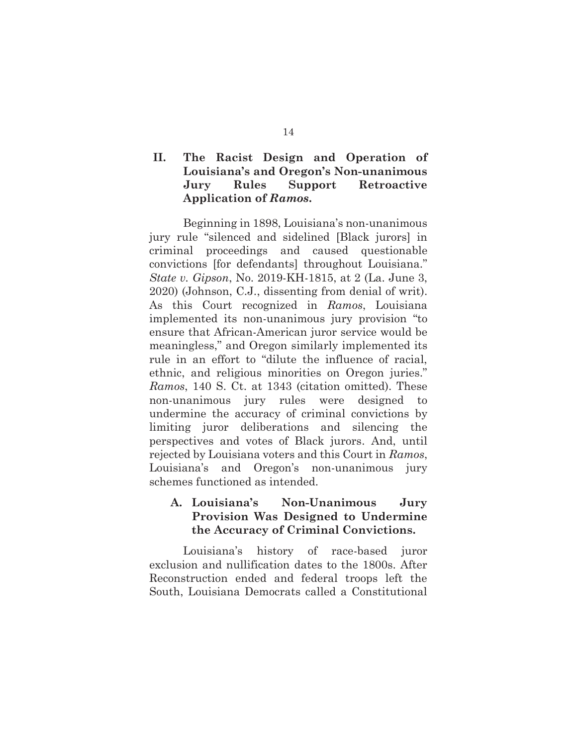## II. The Racist Design and Operation of Louisiana's and Oregon's Non-unanimous Jury Rules Support Retroactive Application of *Ramos*.

Beginning in 1898, Louisiana's non-unanimous jury rule "silenced and sidelined [Black jurors] in criminal proceedings and caused questionable convictions [for defendants] throughout Louisiana." *State v. Gipson*, No. 2019-KH-1815, at 2 (La. June 3, 2020) (Johnson, C.J., dissenting from denial of writ). As this Court recognized in *Ramos*, Louisiana implemented its non-unanimous jury provision "to ensure that African-American juror service would be meaningless," and Oregon similarly implemented its rule in an effort to "dilute the influence of racial, ethnic, and religious minorities on Oregon juries." *Ramos*, 140 S. Ct. at 1343 (citation omitted). These non-unanimous jury rules were designed to undermine the accuracy of criminal convictions by limiting juror deliberations and silencing the perspectives and votes of Black jurors. And, until rejected by Louisiana voters and this Court in *Ramos*, Louisiana's and Oregon's non-unanimous jury schemes functioned as intended.

### A. Louisiana's Non-Unanimous Jury Provision Was Designed to Undermine the Accuracy of Criminal Convictions.

Louisiana's history of race-based juror exclusion and nullification dates to the 1800s. After Reconstruction ended and federal troops left the South, Louisiana Democrats called a Constitutional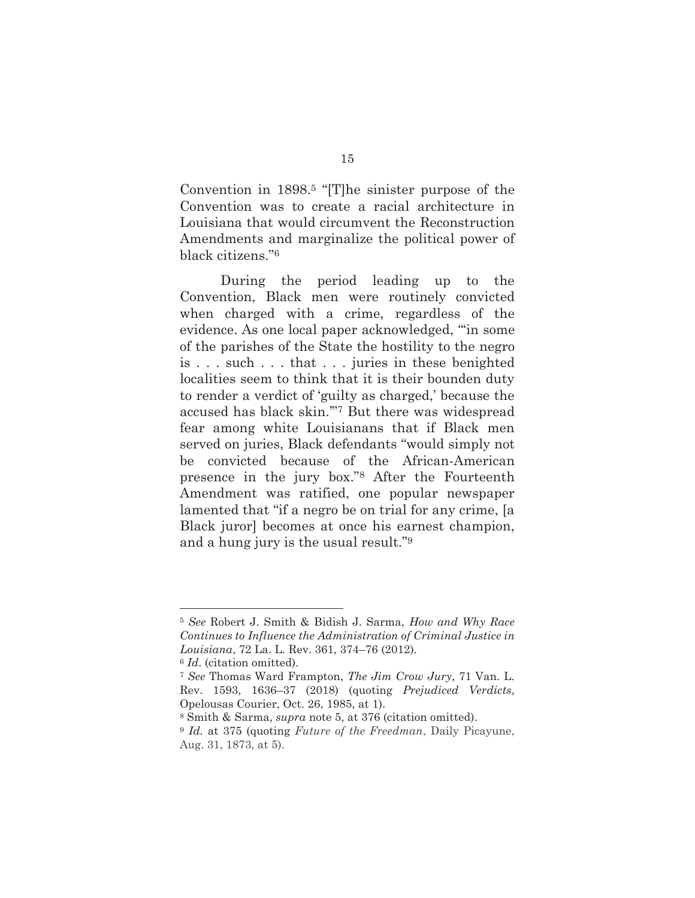Convention in 1898.[5] "[T]he sinister purpose of the Convention was to create a racial architecture in Louisiana that would circumvent the Reconstruction Amendments and marginalize the political power of black citizens."[6]

During the period leading up to the Convention, Black men were routinely convicted when charged with a crime, regardless of the evidence. As one local paper acknowledged, "'in some of the parishes of the State the hostility to the negro is . . . such . . . that . . . juries in these benighted localities seem to think that it is their bounden duty to render a verdict of 'guilty as charged,' because the accused has black skin.'"[7] But there was widespread fear among white Louisianans that if Black men served on juries, Black defendants "would simply not be convicted because of the African-American presence in the jury box."[8] After the Fourteenth Amendment was ratified, one popular newspaper lamented that "if a negro be on trial for any crime, [a Black juror] becomes at once his earnest champion, and a hung jury is the usual result."[9]

---

[5] *See* Robert J. Smith & Bidish J. Sarma, *How and Why Race Continues to Influence the Administration of Criminal Justice in Louisiana*, 72 La. L. Rev. 361, 374–76 (2012).

[6] *Id*. (citation omitted).

[7] *See* Thomas Ward Frampton, *The Jim Crow Jury*, 71 Van. L. Rev. 1593, 1636–37 (2018) (quoting *Prejudiced Verdicts*, Opelousas Courier, Oct. 26, 1985, at 1).

[8] Smith & Sarma, *supra* note 5, at 376 (citation omitted).

[9] *Id.* at 375 (quoting *Future of the Freedman*, Daily Picayune, Aug. 31, 1873, at 5).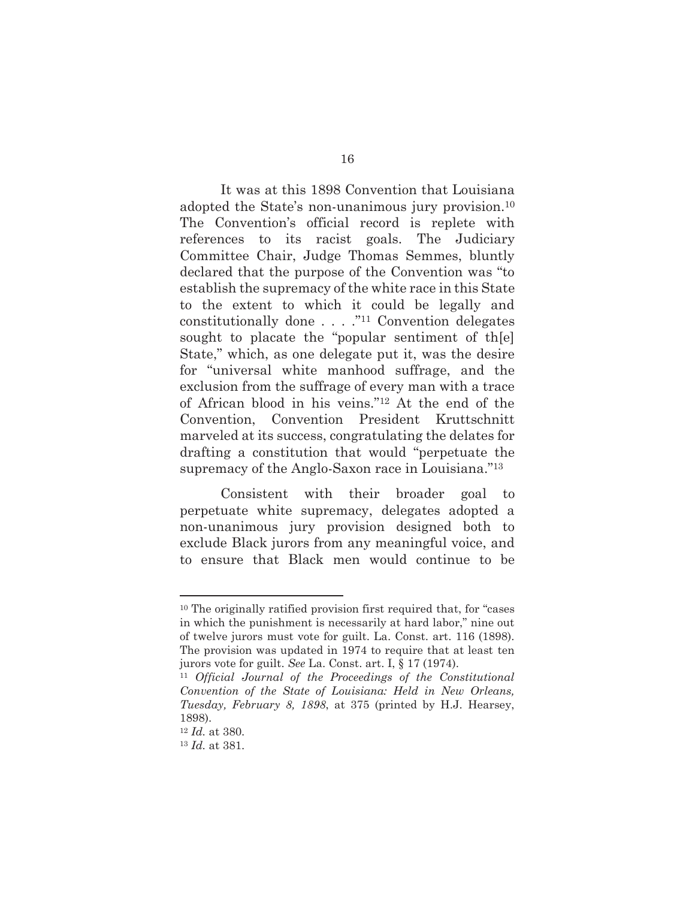It was at this 1898 Convention that Louisiana adopted the State's non-unanimous jury provision.[10] The Convention's official record is replete with references to its racist goals. The Judiciary Committee Chair, Judge Thomas Semmes, bluntly declared that the purpose of the Convention was "to establish the supremacy of the white race in this State to the extent to which it could be legally and constitutionally done . . . ."[11] Convention delegates sought to placate the "popular sentiment of th[e] State," which, as one delegate put it, was the desire for "universal white manhood suffrage, and the exclusion from the suffrage of every man with a trace of African blood in his veins."[12] At the end of the Convention, Convention President Kruttschnitt marveled at its success, congratulating the delates for drafting a constitution that would "perpetuate the supremacy of the Anglo-Saxon race in Louisiana."[13]

Consistent with their broader goal to perpetuate white supremacy, delegates adopted a non-unanimous jury provision designed both to exclude Black jurors from any meaningful voice, and to ensure that Black men would continue to be

---

[10] The originally ratified provision first required that, for "cases in which the punishment is necessarily at hard labor," nine out of twelve jurors must vote for guilt. La. Const. art. 116 (1898). The provision was updated in 1974 to require that at least ten jurors vote for guilt. *See* La. Const. art. I, § 17 (1974).

[11] *Official Journal of the Proceedings of the Constitutional Convention of the State of Louisiana: Held in New Orleans, Tuesday, February 8, 1898*, at 375 (printed by H.J. Hearsey, 1898).

[12] *Id.* at 380.

[13] *Id.* at 381.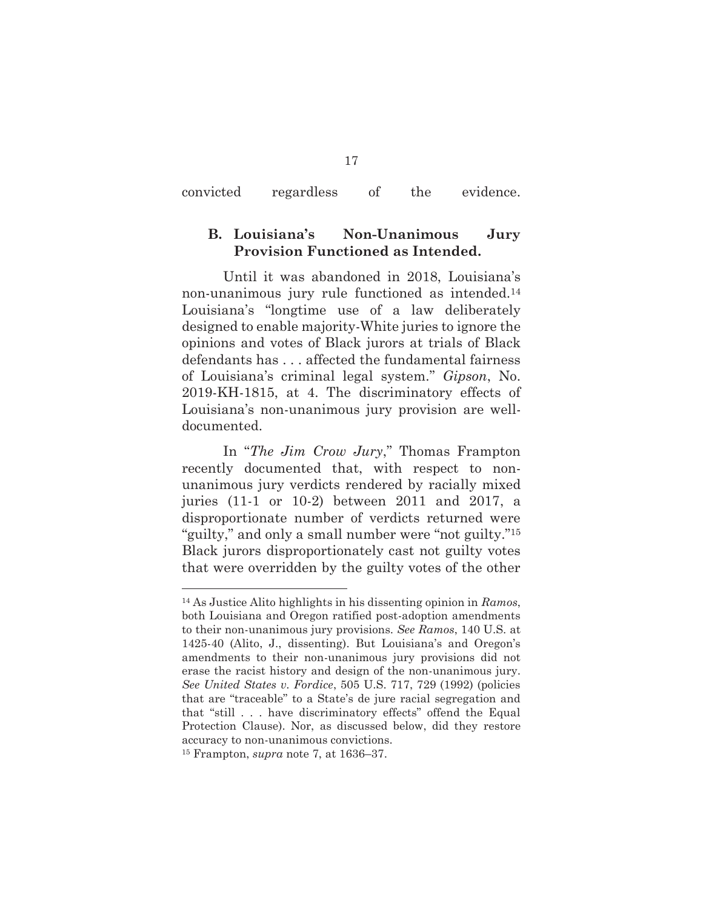convicted regardless of the evidence.

### B. Louisiana's Non-Unanimous Jury Provision Functioned as Intended.

Until it was abandoned in 2018, Louisiana's non-unanimous jury rule functioned as intended.[14] Louisiana's "longtime use of a law deliberately designed to enable majority-White juries to ignore the opinions and votes of Black jurors at trials of Black defendants has . . . affected the fundamental fairness of Louisiana's criminal legal system." *Gipson*, No. 2019-KH-1815, at 4. The discriminatory effects of Louisiana's non-unanimous jury provision are well-documented.

In "*The Jim Crow Jury*," Thomas Frampton recently documented that, with respect to non-unanimous jury verdicts rendered by racially mixed juries (11-1 or 10-2) between 2011 and 2017, a disproportionate number of verdicts returned were "guilty," and only a small number were "not guilty."[15] Black jurors disproportionately cast not guilty votes that were overridden by the guilty votes of the other

---

[14] As Justice Alito highlights in his dissenting opinion in *Ramos*, both Louisiana and Oregon ratified post-adoption amendments to their non-unanimous jury provisions. *See Ramos*, 140 U.S. at 1425-40 (Alito, J., dissenting). But Louisiana's and Oregon's amendments to their non-unanimous jury provisions did not erase the racist history and design of the non-unanimous jury. *See United States v. Fordice*, 505 U.S. 717, 729 (1992) (policies that are "traceable" to a State's de jure racial segregation and that "still . . . have discriminatory effects" offend the Equal Protection Clause). Nor, as discussed below, did they restore accuracy to non-unanimous convictions.

[15] Frampton, *supra* note 7, at 1636–37.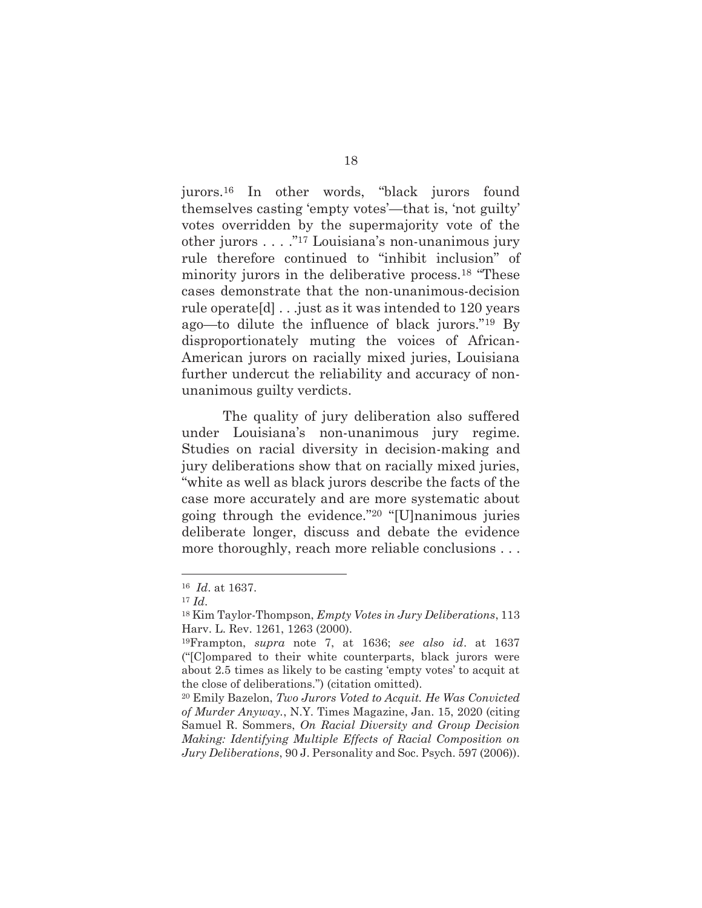jurors.[16] In other words, "black jurors found themselves casting 'empty votes'—that is, 'not guilty' votes overridden by the supermajority vote of the other jurors . . . ."[17] Louisiana's non-unanimous jury rule therefore continued to "inhibit inclusion" of minority jurors in the deliberative process.[18] "These cases demonstrate that the non-unanimous-decision rule operate[d] . . .just as it was intended to 120 years ago—to dilute the influence of black jurors."[19] By disproportionately muting the voices of African-American jurors on racially mixed juries, Louisiana further undercut the reliability and accuracy of non-unanimous guilty verdicts.

The quality of jury deliberation also suffered under Louisiana's non-unanimous jury regime. Studies on racial diversity in decision-making and jury deliberations show that on racially mixed juries, "white as well as black jurors describe the facts of the case more accurately and are more systematic about going through the evidence."[20] "[U]nanimous juries deliberate longer, discuss and debate the evidence more thoroughly, reach more reliable conclusions . . .

---

[16] *Id*. at 1637.

[17] *Id*.

[18] Kim Taylor-Thompson, *Empty Votes in Jury Deliberations*, 113 Harv. L. Rev. 1261, 1263 (2000).

[19] Frampton, *supra* note 7, at 1636; *see also id*. at 1637 ("[C]ompared to their white counterparts, black jurors were about 2.5 times as likely to be casting 'empty votes' to acquit at the close of deliberations.") (citation omitted).

[20] Emily Bazelon, *Two Jurors Voted to Acquit. He Was Convicted of Murder Anyway.*, N.Y. Times Magazine, Jan. 15, 2020 (citing Samuel R. Sommers, *On Racial Diversity and Group Decision Making: Identifying Multiple Effects of Racial Composition on Jury Deliberations*, 90 J. Personality and Soc. Psych. 597 (2006)).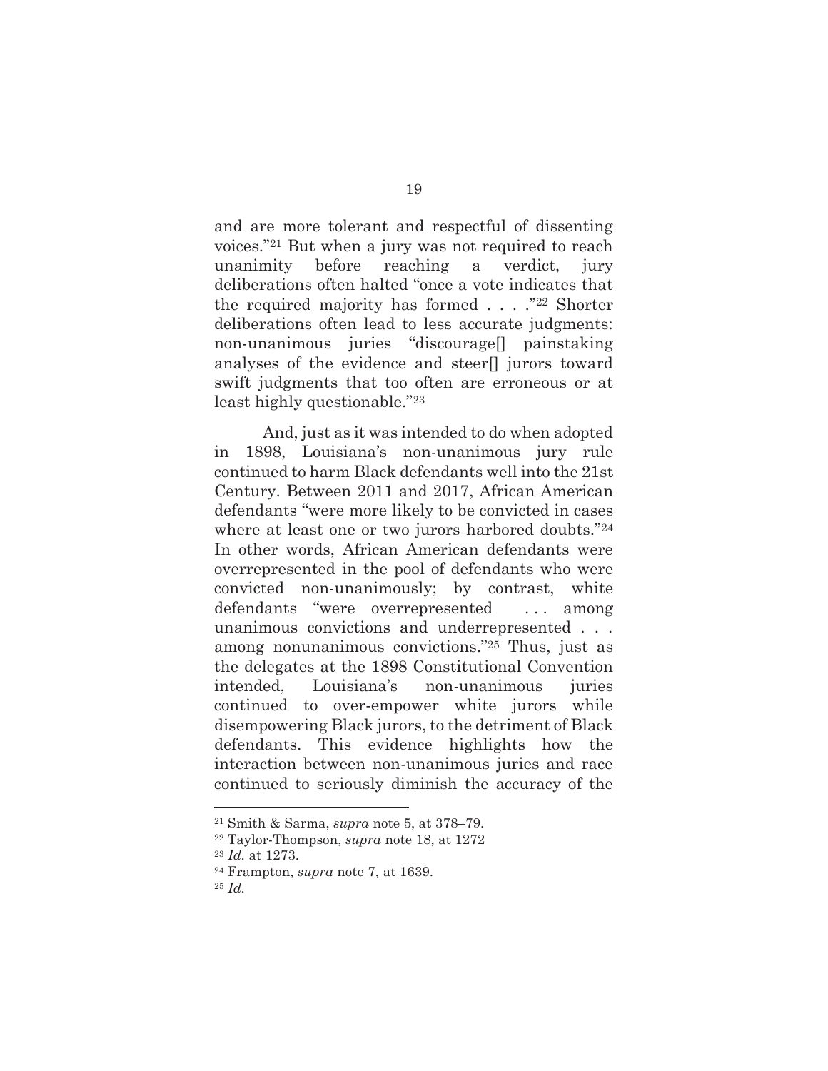and are more tolerant and respectful of dissenting voices."[21] But when a jury was not required to reach unanimity before reaching a verdict, jury deliberations often halted "once a vote indicates that the required majority has formed . . . ."[22] Shorter deliberations often lead to less accurate judgments: non-unanimous juries "discourage[] painstaking analyses of the evidence and steer[] jurors toward swift judgments that too often are erroneous or at least highly questionable."[23]

And, just as it was intended to do when adopted in 1898, Louisiana's non-unanimous jury rule continued to harm Black defendants well into the 21st Century. Between 2011 and 2017, African American defendants "were more likely to be convicted in cases where at least one or two jurors harbored doubts."[24] In other words, African American defendants were overrepresented in the pool of defendants who were convicted non-unanimously; by contrast, white defendants "were overrepresented . . . among unanimous convictions and underrepresented . . . among nonunanimous convictions."[25] Thus, just as the delegates at the 1898 Constitutional Convention intended, Louisiana's non-unanimous juries continued to over-empower white jurors while disempowering Black jurors, to the detriment of Black defendants. This evidence highlights how the interaction between non-unanimous juries and race continued to seriously diminish the accuracy of the

---

[21] Smith & Sarma, *supra* note 5, at 378–79.

[22] Taylor-Thompson, *supra* note 18, at 1272

[23] *Id.* at 1273.

[24] Frampton, *supra* note 7, at 1639.

[25] *Id.*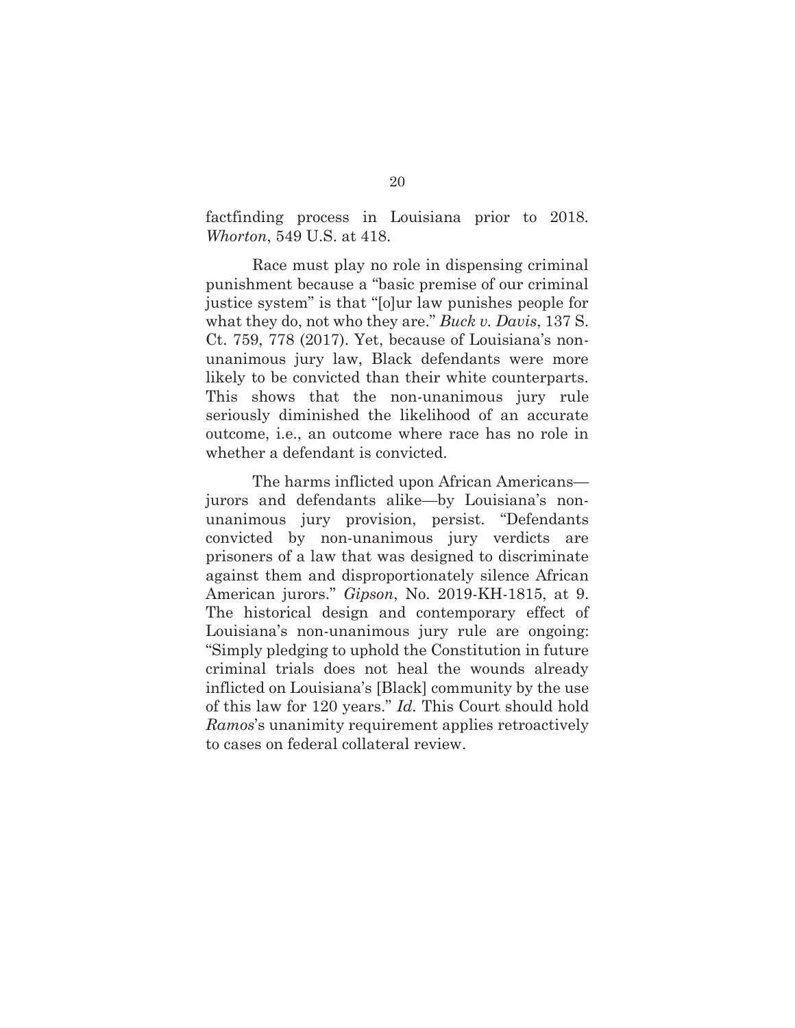factfinding process in Louisiana prior to 2018. *Whorton*, 549 U.S. at 418.

Race must play no role in dispensing criminal punishment because a "basic premise of our criminal justice system" is that "[o]ur law punishes people for what they do, not who they are." *Buck v. Davis*, 137 S. Ct. 759, 778 (2017). Yet, because of Louisiana's non-unanimous jury law, Black defendants were more likely to be convicted than their white counterparts. This shows that the non-unanimous jury rule seriously diminished the likelihood of an accurate outcome, i.e., an outcome where race has no role in whether a defendant is convicted.

The harms inflicted upon African Americans—jurors and defendants alike—by Louisiana's non-unanimous jury provision, persist. "Defendants convicted by non-unanimous jury verdicts are prisoners of a law that was designed to discriminate against them and disproportionately silence African American jurors." *Gipson*, No. 2019-KH-1815, at 9. The historical design and contemporary effect of Louisiana's non-unanimous jury rule are ongoing: "Simply pledging to uphold the Constitution in future criminal trials does not heal the wounds already inflicted on Louisiana's [Black] community by the use of this law for 120 years." *Id.* This Court should hold *Ramos*'s unanimity requirement applies retroactively to cases on federal collateral review.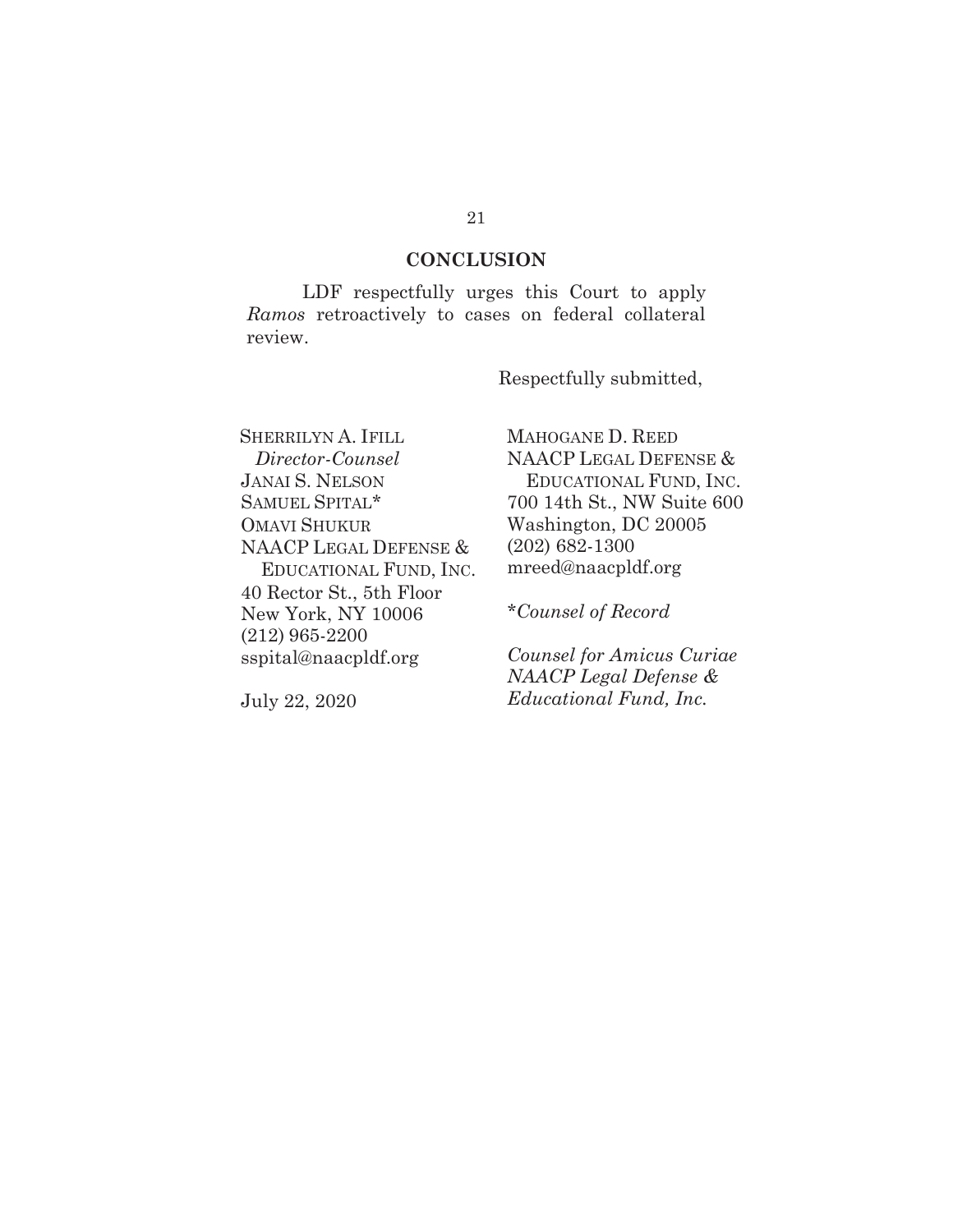## CONCLUSION

LDF respectfully urges this Court to apply *Ramos* retroactively to cases on federal collateral review.

Respectfully submitted,

SHERRILYN A. IFILL
*Director-Counsel*
JANAI S. NELSON
SAMUEL SPITAL*
OMAVI SHUKUR
NAACP LEGAL DEFENSE &
EDUCATIONAL FUND, INC.
40 Rector St., 5th Floor
New York, NY 10006
(212) 965-2200
sspital@naacpldf.org

July 22, 2020

MAHOGANE D. REED
NAACP LEGAL DEFENSE &
EDUCATIONAL FUND, INC.
700 14th St., NW Suite 600
Washington, DC 20005
(202) 682-1300
mreed@naacpldf.org

**Counsel of Record*

*Counsel for Amicus Curiae NAACP Legal Defense & Educational Fund, Inc.*